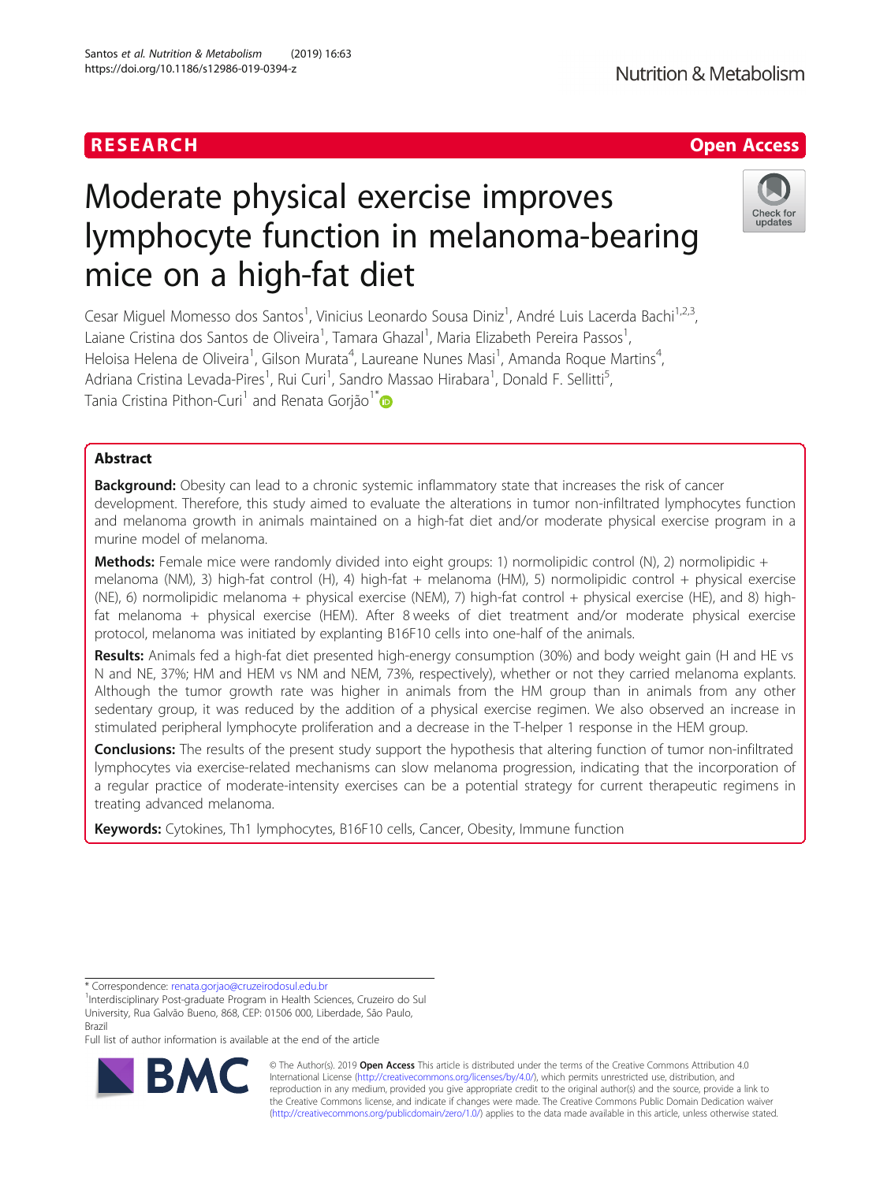RESEARCH

Open Access

# Moderate physical exercise improves lymphocyte function in melanoma-bearing mice on a high-fat diet

Cesar Miguel Momesso dos Santos[1], Vinicius Leonardo Sousa Diniz[1], André Luis Lacerda Bachi[1,2,3], Laiane Cristina dos Santos de Oliveira[1], Tamara Ghazal[1], Maria Elizabeth Pereira Passos[1], Heloisa Helena de Oliveira[1], Gilson Murata[4], Laureane Nunes Masi[1], Amanda Roque Martins[4], Adriana Cristina Levada-Pires[1], Rui Curi[1], Sandro Massao Hirabara[1], Donald F. Sellitti[5], Tania Cristina Pithon-Curi[1] and Renata Gorjão[1*]

## Abstract

**Background:** Obesity can lead to a chronic systemic inflammatory state that increases the risk of cancer development. Therefore, this study aimed to evaluate the alterations in tumor non-infiltrated lymphocytes function and melanoma growth in animals maintained on a high-fat diet and/or moderate physical exercise program in a murine model of melanoma.

**Methods:** Female mice were randomly divided into eight groups: 1) normolipidic control (N), 2) normolipidic + melanoma (NM), 3) high-fat control (H), 4) high-fat + melanoma (HM), 5) normolipidic control + physical exercise (NE), 6) normolipidic melanoma + physical exercise (NEM), 7) high-fat control + physical exercise (HE), and 8) high-fat melanoma + physical exercise (HEM). After 8 weeks of diet treatment and/or moderate physical exercise protocol, melanoma was initiated by explanting B16F10 cells into one-half of the animals.

**Results:** Animals fed a high-fat diet presented high-energy consumption (30%) and body weight gain (H and HE vs N and NE, 37%; HM and HEM vs NM and NEM, 73%, respectively), whether or not they carried melanoma explants. Although the tumor growth rate was higher in animals from the HM group than in animals from any other sedentary group, it was reduced by the addition of a physical exercise regimen. We also observed an increase in stimulated peripheral lymphocyte proliferation and a decrease in the T-helper 1 response in the HEM group.

**Conclusions:** The results of the present study support the hypothesis that altering function of tumor non-infiltrated lymphocytes via exercise-related mechanisms can slow melanoma progression, indicating that the incorporation of a regular practice of moderate-intensity exercises can be a potential strategy for current therapeutic regimens in treating advanced melanoma.

**Keywords:** Cytokines, Th1 lymphocytes, B16F10 cells, Cancer, Obesity, Immune function

* Correspondence: renata.gorjao@cruzeirodosul.edu.br
[1]Interdisciplinary Post-graduate Program in Health Sciences, Cruzeiro do Sul University, Rua Galvão Bueno, 868, CEP: 01506 000, Liberdade, São Paulo, Brazil
Full list of author information is available at the end of the article

© The Author(s). 2019 **Open Access** This article is distributed under the terms of the Creative Commons Attribution 4.0 International License (http://creativecommons.org/licenses/by/4.0/), which permits unrestricted use, distribution, and reproduction in any medium, provided you give appropriate credit to the original author(s) and the source, provide a link to the Creative Commons license, and indicate if changes were made. The Creative Commons Public Domain Dedication waiver (http://creativecommons.org/publicdomain/zero/1.0/) applies to the data made available in this article, unless otherwise stated.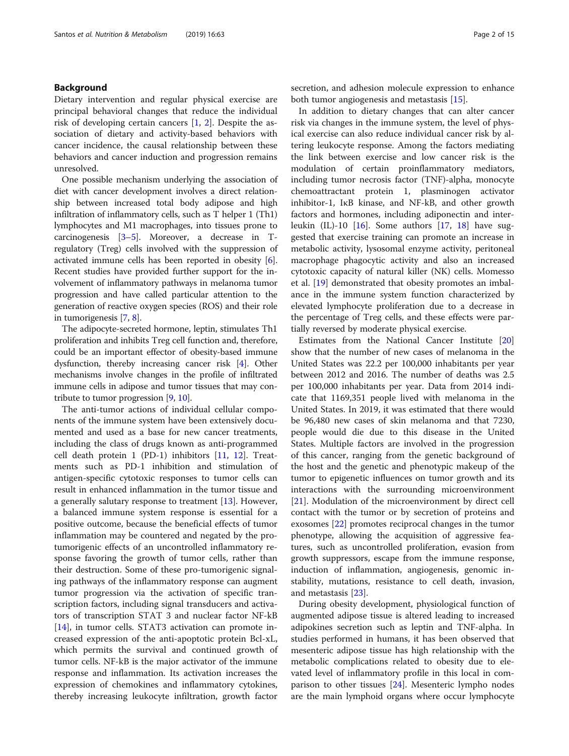## Background

Dietary intervention and regular physical exercise are principal behavioral changes that reduce the individual risk of developing certain cancers [1, 2]. Despite the association of dietary and activity-based behaviors with cancer incidence, the causal relationship between these behaviors and cancer induction and progression remains unresolved.

One possible mechanism underlying the association of diet with cancer development involves a direct relationship between increased total body adipose and high infiltration of inflammatory cells, such as T helper 1 (Th1) lymphocytes and M1 macrophages, into tissues prone to carcinogenesis [3–5]. Moreover, a decrease in T-regulatory (Treg) cells involved with the suppression of activated immune cells has been reported in obesity [6]. Recent studies have provided further support for the involvement of inflammatory pathways in melanoma tumor progression and have called particular attention to the generation of reactive oxygen species (ROS) and their role in tumorigenesis [7, 8].

The adipocyte-secreted hormone, leptin, stimulates Th1 proliferation and inhibits Treg cell function and, therefore, could be an important effector of obesity-based immune dysfunction, thereby increasing cancer risk [4]. Other mechanisms involve changes in the profile of infiltrated immune cells in adipose and tumor tissues that may contribute to tumor progression [9, 10].

The anti-tumor actions of individual cellular components of the immune system have been extensively documented and used as a base for new cancer treatments, including the class of drugs known as anti-programmed cell death protein 1 (PD-1) inhibitors [11, 12]. Treatments such as PD-1 inhibition and stimulation of antigen-specific cytotoxic responses to tumor cells can result in enhanced inflammation in the tumor tissue and a generally salutary response to treatment [13]. However, a balanced immune system response is essential for a positive outcome, because the beneficial effects of tumor inflammation may be countered and negated by the pro-tumorigenic effects of an uncontrolled inflammatory response favoring the growth of tumor cells, rather than their destruction. Some of these pro-tumorigenic signaling pathways of the inflammatory response can augment tumor progression via the activation of specific transcription factors, including signal transducers and activators of transcription STAT 3 and nuclear factor NF-kB [14], in tumor cells. STAT3 activation can promote increased expression of the anti-apoptotic protein Bcl-xL, which permits the survival and continued growth of tumor cells. NF-kB is the major activator of the immune response and inflammation. Its activation increases the expression of chemokines and inflammatory cytokines, thereby increasing leukocyte infiltration, growth factor secretion, and adhesion molecule expression to enhance both tumor angiogenesis and metastasis [15].

In addition to dietary changes that can alter cancer risk via changes in the immune system, the level of physical exercise can also reduce individual cancer risk by altering leukocyte response. Among the factors mediating the link between exercise and low cancer risk is the modulation of certain proinflammatory mediators, including tumor necrosis factor (TNF)-alpha, monocyte chemoattractant protein 1, plasminogen activator inhibitor-1, IκB kinase, and NF-kB, and other growth factors and hormones, including adiponectin and interleukin (IL)-10 [16]. Some authors [17, 18] have suggested that exercise training can promote an increase in metabolic activity, lysosomal enzyme activity, peritoneal macrophage phagocytic activity and also an increased cytotoxic capacity of natural killer (NK) cells. Momesso et al. [19] demonstrated that obesity promotes an imbalance in the immune system function characterized by elevated lymphocyte proliferation due to a decrease in the percentage of Treg cells, and these effects were partially reversed by moderate physical exercise.

Estimates from the National Cancer Institute [20] show that the number of new cases of melanoma in the United States was 22.2 per 100,000 inhabitants per year between 2012 and 2016. The number of deaths was 2.5 per 100,000 inhabitants per year. Data from 2014 indicate that 1169,351 people lived with melanoma in the United States. In 2019, it was estimated that there would be 96,480 new cases of skin melanoma and that 7230, people would die due to this disease in the United States. Multiple factors are involved in the progression of this cancer, ranging from the genetic background of the host and the genetic and phenotypic makeup of the tumor to epigenetic influences on tumor growth and its interactions with the surrounding microenvironment [21]. Modulation of the microenvironment by direct cell contact with the tumor or by secretion of proteins and exosomes [22] promotes reciprocal changes in the tumor phenotype, allowing the acquisition of aggressive features, such as uncontrolled proliferation, evasion from growth suppressors, escape from the immune response, induction of inflammation, angiogenesis, genomic instability, mutations, resistance to cell death, invasion, and metastasis [23].

During obesity development, physiological function of augmented adipose tissue is altered leading to increased adipokines secretion such as leptin and TNF-alpha. In studies performed in humans, it has been observed that mesenteric adipose tissue has high relationship with the metabolic complications related to obesity due to elevated level of inflammatory profile in this local in comparison to other tissues [24]. Mesenteric lympho nodes are the main lymphoid organs where occur lymphocyte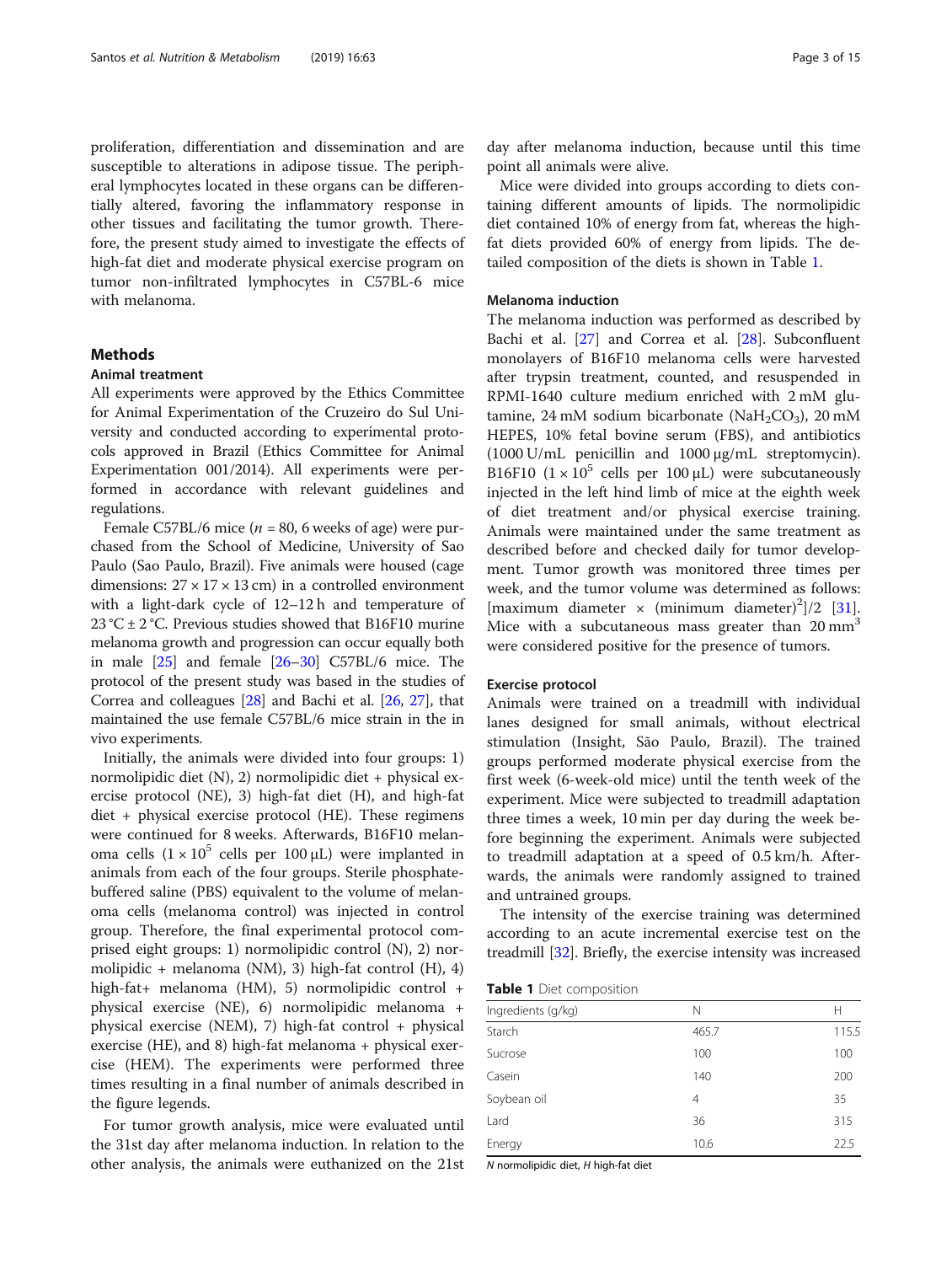proliferation, differentiation and dissemination and are susceptible to alterations in adipose tissue. The peripheral lymphocytes located in these organs can be differentially altered, favoring the inflammatory response in other tissues and facilitating the tumor growth. Therefore, the present study aimed to investigate the effects of high-fat diet and moderate physical exercise program on tumor non-infiltrated lymphocytes in C57BL-6 mice with melanoma.

## Methods

### Animal treatment

All experiments were approved by the Ethics Committee for Animal Experimentation of the Cruzeiro do Sul University and conducted according to experimental protocols approved in Brazil (Ethics Committee for Animal Experimentation 001/2014). All experiments were performed in accordance with relevant guidelines and regulations.

Female C57BL/6 mice ($n$ = 80, 6 weeks of age) were purchased from the School of Medicine, University of Sao Paulo (Sao Paulo, Brazil). Five animals were housed (cage dimensions: $27 \times 17 \times 13$ cm) in a controlled environment with a light-dark cycle of 12–12 h and temperature of 23 °C ± 2 °C. Previous studies showed that B16F10 murine melanoma growth and progression can occur equally both in male [25] and female [26–30] C57BL/6 mice. The protocol of the present study was based in the studies of Correa and colleagues [28] and Bachi et al. [26, 27], that maintained the use female C57BL/6 mice strain in the in vivo experiments.

Initially, the animals were divided into four groups: 1) normolipidic diet (N), 2) normolipidic diet + physical exercise protocol (NE), 3) high-fat diet (H), and high-fat diet + physical exercise protocol (HE). These regimens were continued for 8 weeks. Afterwards, B16F10 melanoma cells ($1 \times 10^5$ cells per 100 μL) were implanted in animals from each of the four groups. Sterile phosphate-buffered saline (PBS) equivalent to the volume of melanoma cells (melanoma control) was injected in control group. Therefore, the final experimental protocol comprised eight groups: 1) normolipidic control (N), 2) normolipidic + melanoma (NM), 3) high-fat control (H), 4) high-fat+ melanoma (HM), 5) normolipidic control + physical exercise (NE), 6) normolipidic melanoma + physical exercise (NEM), 7) high-fat control + physical exercise (HE), and 8) high-fat melanoma + physical exercise (HEM). The experiments were performed three times resulting in a final number of animals described in the figure legends.

For tumor growth analysis, mice were evaluated until the 31st day after melanoma induction. In relation to the other analysis, the animals were euthanized on the 21st day after melanoma induction, because until this time point all animals were alive.

Mice were divided into groups according to diets containing different amounts of lipids. The normolipidic diet contained 10% of energy from fat, whereas the high-fat diets provided 60% of energy from lipids. The detailed composition of the diets is shown in Table 1.

### Melanoma induction

The melanoma induction was performed as described by Bachi et al. [27] and Correa et al. [28]. Subconfluent monolayers of B16F10 melanoma cells were harvested after trypsin treatment, counted, and resuspended in RPMI-1640 culture medium enriched with 2 mM glutamine, 24 mM sodium bicarbonate ($NaH_2CO_3$), 20 mM HEPES, 10% fetal bovine serum (FBS), and antibiotics (1000 U/mL penicillin and 1000 μg/mL streptomycin). B16F10 ($1 \times 10^5$ cells per 100 μL) were subcutaneously injected in the left hind limb of mice at the eighth week of diet treatment and/or physical exercise training. Animals were maintained under the same treatment as described before and checked daily for tumor development. Tumor growth was monitored three times per week, and the tumor volume was determined as follows: [maximum diameter × (minimum diameter)$^2$]/2 [31]. Mice with a subcutaneous mass greater than 20 mm$^3$ were considered positive for the presence of tumors.

### Exercise protocol

Animals were trained on a treadmill with individual lanes designed for small animals, without electrical stimulation (Insight, São Paulo, Brazil). The trained groups performed moderate physical exercise from the first week (6-week-old mice) until the tenth week of the experiment. Mice were subjected to treadmill adaptation three times a week, 10 min per day during the week before beginning the experiment. Animals were subjected to treadmill adaptation at a speed of 0.5 km/h. Afterwards, the animals were randomly assigned to trained and untrained groups.

The intensity of the exercise training was determined according to an acute incremental exercise test on the treadmill [32]. Briefly, the exercise intensity was increased

**Table 1** Diet composition

| Ingredients (g/kg) | N | H |
|---|---|---|
| Starch | 465.7 | 115.5 |
| Sucrose | 100 | 100 |
| Casein | 140 | 200 |
| Soybean oil | 4 | 35 |
| Lard | 36 | 315 |
| Energy | 10.6 | 22.5 |

*N* normolipidic diet, *H* high-fat diet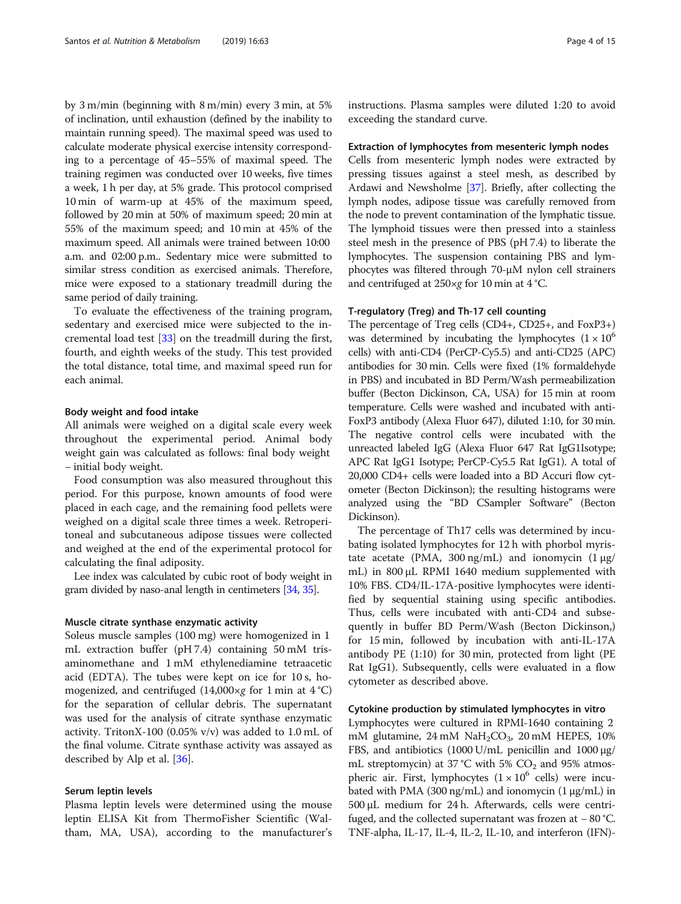by 3 m/min (beginning with 8 m/min) every 3 min, at 5% of inclination, until exhaustion (defined by the inability to maintain running speed). The maximal speed was used to calculate moderate physical exercise intensity corresponding to a percentage of 45–55% of maximal speed. The training regimen was conducted over 10 weeks, five times a week, 1 h per day, at 5% grade. This protocol comprised 10 min of warm-up at 45% of the maximum speed, followed by 20 min at 50% of maximum speed; 20 min at 55% of the maximum speed; and 10 min at 45% of the maximum speed. All animals were trained between 10:00 a.m. and 02:00 p.m.. Sedentary mice were submitted to similar stress condition as exercised animals. Therefore, mice were exposed to a stationary treadmill during the same period of daily training.

To evaluate the effectiveness of the training program, sedentary and exercised mice were subjected to the incremental load test [33] on the treadmill during the first, fourth, and eighth weeks of the study. This test provided the total distance, total time, and maximal speed run for each animal.

### Body weight and food intake

All animals were weighed on a digital scale every week throughout the experimental period. Animal body weight gain was calculated as follows: final body weight – initial body weight.

Food consumption was also measured throughout this period. For this purpose, known amounts of food were placed in each cage, and the remaining food pellets were weighed on a digital scale three times a week. Retroperitoneal and subcutaneous adipose tissues were collected and weighed at the end of the experimental protocol for calculating the final adiposity.

Lee index was calculated by cubic root of body weight in gram divided by naso-anal length in centimeters [34, 35].

### Muscle citrate synthase enzymatic activity

Soleus muscle samples (100 mg) were homogenized in 1 mL extraction buffer (pH 7.4) containing 50 mM tris-aminomethane and 1 mM ethylenediamine tetraacetic acid (EDTA). The tubes were kept on ice for 10 s, homogenized, and centrifuged (14,000×*g* for 1 min at 4 °C) for the separation of cellular debris. The supernatant was used for the analysis of citrate synthase enzymatic activity. TritonX-100 (0.05% v/v) was added to 1.0 mL of the final volume. Citrate synthase activity was assayed as described by Alp et al. [36].

### Serum leptin levels

Plasma leptin levels were determined using the mouse leptin ELISA Kit from ThermoFisher Scientific (Waltham, MA, USA), according to the manufacturer's instructions. Plasma samples were diluted 1:20 to avoid exceeding the standard curve.

### Extraction of lymphocytes from mesenteric lymph nodes

Cells from mesenteric lymph nodes were extracted by pressing tissues against a steel mesh, as described by Ardawi and Newsholme [37]. Briefly, after collecting the lymph nodes, adipose tissue was carefully removed from the node to prevent contamination of the lymphatic tissue. The lymphoid tissues were then pressed into a stainless steel mesh in the presence of PBS (pH 7.4) to liberate the lymphocytes. The suspension containing PBS and lymphocytes was filtered through 70-μM nylon cell strainers and centrifuged at 250×*g* for 10 min at 4 °C.

### T-regulatory (Treg) and Th-17 cell counting

The percentage of Treg cells (CD4+, CD25+, and FoxP3+) was determined by incubating the lymphocytes ($1 \times 10^6$ cells) with anti-CD4 (PerCP-Cy5.5) and anti-CD25 (APC) antibodies for 30 min. Cells were fixed (1% formaldehyde in PBS) and incubated in BD Perm/Wash permeabilization buffer (Becton Dickinson, CA, USA) for 15 min at room temperature. Cells were washed and incubated with anti-FoxP3 antibody (Alexa Fluor 647), diluted 1:10, for 30 min. The negative control cells were incubated with the unreacted labeled IgG (Alexa Fluor 647 Rat IgG1Isotype; APC Rat IgG1 Isotype; PerCP-Cy5.5 Rat IgG1). A total of 20,000 CD4+ cells were loaded into a BD Accuri flow cytometer (Becton Dickinson); the resulting histograms were analyzed using the "BD CSampler Software" (Becton Dickinson).

The percentage of Th17 cells was determined by incubating isolated lymphocytes for 12 h with phorbol myristate acetate (PMA, 300 ng/mL) and ionomycin (1 μg/mL) in 800 μL RPMI 1640 medium supplemented with 10% FBS. CD4/IL-17A-positive lymphocytes were identified by sequential staining using specific antibodies. Thus, cells were incubated with anti-CD4 and subsequently in buffer BD Perm/Wash (Becton Dickinson,) for 15 min, followed by incubation with anti-IL-17A antibody PE (1:10) for 30 min, protected from light (PE Rat IgG1). Subsequently, cells were evaluated in a flow cytometer as described above.

### Cytokine production by stimulated lymphocytes in vitro

Lymphocytes were cultured in RPMI-1640 containing 2 mM glutamine, 24 mM $NaH_2CO_3$, 20 mM HEPES, 10% FBS, and antibiotics (1000 U/mL penicillin and 1000 μg/mL streptomycin) at 37 °C with 5% $CO_2$ and 95% atmospheric air. First, lymphocytes ($1 \times 10^6$ cells) were incubated with PMA (300 ng/mL) and ionomycin (1 μg/mL) in 500 μL medium for 24 h. Afterwards, cells were centrifuged, and the collected supernatant was frozen at − 80 °C. TNF-alpha, IL-17, IL-4, IL-2, IL-10, and interferon (IFN)-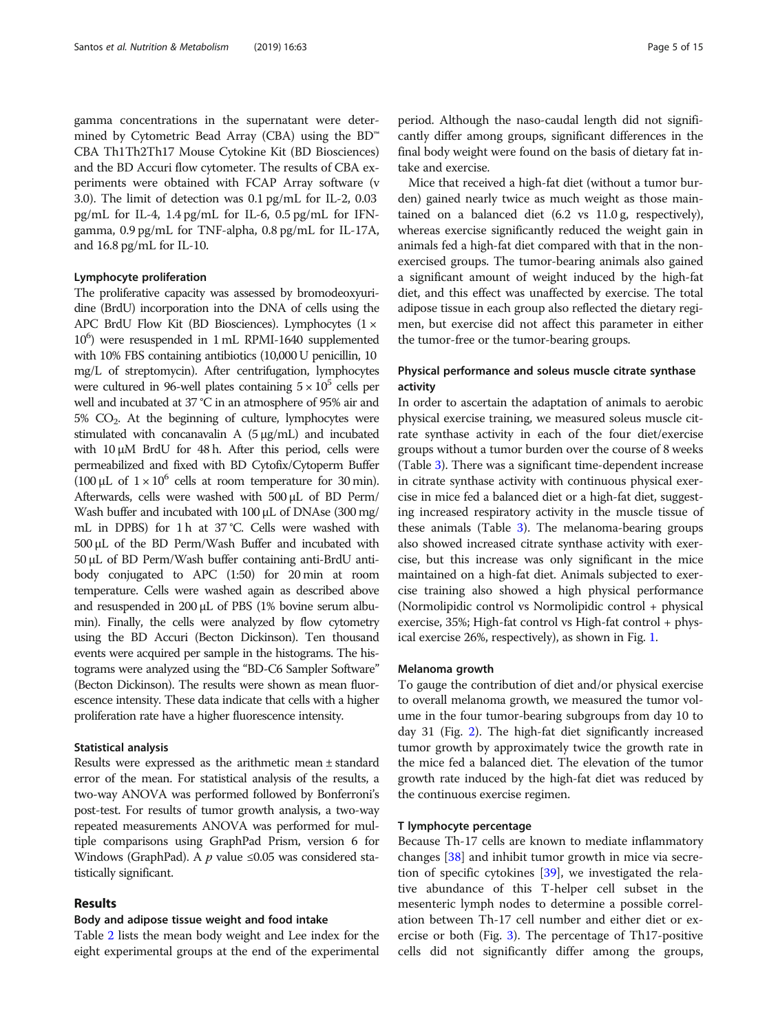gamma concentrations in the supernatant were determined by Cytometric Bead Array (CBA) using the BD™ CBA Th1Th2Th17 Mouse Cytokine Kit (BD Biosciences) and the BD Accuri flow cytometer. The results of CBA experiments were obtained with FCAP Array software (v 3.0). The limit of detection was 0.1 pg/mL for IL-2, 0.03 pg/mL for IL-4, 1.4 pg/mL for IL-6, 0.5 pg/mL for IFN-gamma, 0.9 pg/mL for TNF-alpha, 0.8 pg/mL for IL-17A, and 16.8 pg/mL for IL-10.

### Lymphocyte proliferation

The proliferative capacity was assessed by bromodeoxyuridine (BrdU) incorporation into the DNA of cells using the APC BrdU Flow Kit (BD Biosciences). Lymphocytes ($1 \times 10^6$) were resuspended in 1 mL RPMI-1640 supplemented with 10% FBS containing antibiotics (10,000 U penicillin, 10 mg/L of streptomycin). After centrifugation, lymphocytes were cultured in 96-well plates containing $5 \times 10^5$ cells per well and incubated at 37 °C in an atmosphere of 95% air and 5% $CO_2$. At the beginning of culture, lymphocytes were stimulated with concanavalin A (5 μg/mL) and incubated with 10 μM BrdU for 48 h. After this period, cells were permeabilized and fixed with BD Cytofix/Cytoperm Buffer (100 μL of $1 \times 10^6$ cells at room temperature for 30 min). Afterwards, cells were washed with 500 μL of BD Perm/Wash buffer and incubated with 100 μL of DNAse (300 mg/mL in DPBS) for 1 h at 37 °C. Cells were washed with 500 μL of the BD Perm/Wash Buffer and incubated with 50 μL of BD Perm/Wash buffer containing anti-BrdU antibody conjugated to APC (1:50) for 20 min at room temperature. Cells were washed again as described above and resuspended in 200 μL of PBS (1% bovine serum albumin). Finally, the cells were analyzed by flow cytometry using the BD Accuri (Becton Dickinson). Ten thousand events were acquired per sample in the histograms. The histograms were analyzed using the "BD-C6 Sampler Software" (Becton Dickinson). The results were shown as mean fluorescence intensity. These data indicate that cells with a higher proliferation rate have a higher fluorescence intensity.

### Statistical analysis

Results were expressed as the arithmetic mean ± standard error of the mean. For statistical analysis of the results, a two-way ANOVA was performed followed by Bonferroni's post-test. For results of tumor growth analysis, a two-way repeated measurements ANOVA was performed for multiple comparisons using GraphPad Prism, version 6 for Windows (GraphPad). A $p$ value ≤0.05 was considered statistically significant.

## Results

### Body and adipose tissue weight and food intake

Table 2 lists the mean body weight and Lee index for the eight experimental groups at the end of the experimental period. Although the naso-caudal length did not significantly differ among groups, significant differences in the final body weight were found on the basis of dietary fat intake and exercise.

Mice that received a high-fat diet (without a tumor burden) gained nearly twice as much weight as those maintained on a balanced diet (6.2 vs 11.0 g, respectively), whereas exercise significantly reduced the weight gain in animals fed a high-fat diet compared with that in the non-exercised groups. The tumor-bearing animals also gained a significant amount of weight induced by the high-fat diet, and this effect was unaffected by exercise. The total adipose tissue in each group also reflected the dietary regimen, but exercise did not affect this parameter in either the tumor-free or the tumor-bearing groups.

### Physical performance and soleus muscle citrate synthase activity

In order to ascertain the adaptation of animals to aerobic physical exercise training, we measured soleus muscle citrate synthase activity in each of the four diet/exercise groups without a tumor burden over the course of 8 weeks (Table 3). There was a significant time-dependent increase in citrate synthase activity with continuous physical exercise in mice fed a balanced diet or a high-fat diet, suggesting increased respiratory activity in the muscle tissue of these animals (Table 3). The melanoma-bearing groups also showed increased citrate synthase activity with exercise, but this increase was only significant in the mice maintained on a high-fat diet. Animals subjected to exercise training also showed a high physical performance (Normolipidic control vs Normolipidic control + physical exercise, 35%; High-fat control vs High-fat control + physical exercise 26%, respectively), as shown in Fig. 1.

### Melanoma growth

To gauge the contribution of diet and/or physical exercise to overall melanoma growth, we measured the tumor volume in the four tumor-bearing subgroups from day 10 to day 31 (Fig. 2). The high-fat diet significantly increased tumor growth by approximately twice the growth rate in the mice fed a balanced diet. The elevation of the tumor growth rate induced by the high-fat diet was reduced by the continuous exercise regimen.

### T lymphocyte percentage

Because Th-17 cells are known to mediate inflammatory changes [38] and inhibit tumor growth in mice via secretion of specific cytokines [39], we investigated the relative abundance of this T-helper cell subset in the mesenteric lymph nodes to determine a possible correlation between Th-17 cell number and either diet or exercise or both (Fig. 3). The percentage of Th17-positive cells did not significantly differ among the groups,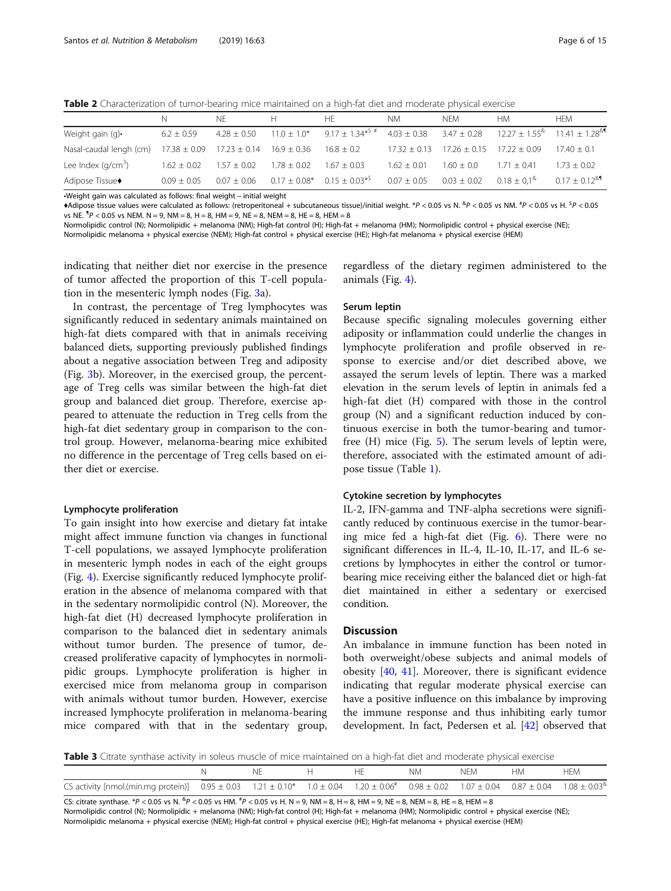**Table 2** Characterization of tumor-bearing mice maintained on a high-fat diet and moderate physical exercise

| | N | NE | H | HE | NM | NEM | HM | HEM |
|---|---|---|---|---|---|---|---|---|
| Weight gain (g)• | 6.2 ± 0.59 | 4.28 ± 0.50 | 11.0 ± 1.0* | 9.17 ± 1.34*$ # | 4.03 ± 0.38 | 3.47 ± 0.28 | 12.27 ± 1.55& | 11.41 ± 1.28&¶ |
| Nasal-caudal lengh (cm) | 17.38 ± 0.09 | 17.23 ± 0.14 | 16.9 ± 0.36 | 16.8 ± 0.2 | 17.32 ± 0.13 | 17.26 ± 0.15 | 17.22 ± 0.09 | 17.40 ± 0.1 |
| Lee Index ($g/cm^3$) | 1.62 ± 0.02 | 1.57 ± 0.02 | 1.78 ± 0.02 | 1.67 ± 0.03 | 1.62 ± 0.01 | 1.60 ± 0.0 | 1.71 ± 0.41 | 1.73 ± 0.02 |
| Adipose Tissue♦ | 0.09 ± 0.05 | 0.07 ± 0.06 | 0.17 ± 0.08* | 0.15 ± 0.03*$ | 0.07 ± 0.05 | 0.03 ± 0.02 | 0.18 ± 0,1& | 0.17 ± 0.12&¶ |

•Weight gain was calculated as follows: final weight – initial weight

♦Adipose tissue values were calculated as follows: (retroperitoneal + subcutaneous tissue)/initial weight. *$P < 0.05$ vs N. &$P < 0.05$ vs NM. #$P < 0.05$ vs H. $$P < 0.05$ vs NE. ¶$P < 0.05$ vs NEM. N = 9, NM = 8, H = 8, HM = 9, NE = 8, NEM = 8, HE = 8, HEM = 8

Normolipidic control (N); Normolipidic + melanoma (NM); High-fat control (H); High-fat + melanoma (HM); Normolipidic control + physical exercise (NE); Normolipidic melanoma + physical exercise (NEM); High-fat control + physical exercise (HE); High-fat melanoma + physical exercise (HEM)

indicating that neither diet nor exercise in the presence of tumor affected the proportion of this T-cell population in the mesenteric lymph nodes (Fig. 3a).

In contrast, the percentage of Treg lymphocytes was significantly reduced in sedentary animals maintained on high-fat diets compared with that in animals receiving balanced diets, supporting previously published findings about a negative association between Treg and adiposity (Fig. 3b). Moreover, in the exercised group, the percentage of Treg cells was similar between the high-fat diet group and balanced diet group. Therefore, exercise appeared to attenuate the reduction in Treg cells from the high-fat diet sedentary group in comparison to the control group. However, melanoma-bearing mice exhibited no difference in the percentage of Treg cells based on either diet or exercise.

### Lymphocyte proliferation

To gain insight into how exercise and dietary fat intake might affect immune function via changes in functional T-cell populations, we assayed lymphocyte proliferation in mesenteric lymph nodes in each of the eight groups (Fig. 4). Exercise significantly reduced lymphocyte proliferation in the absence of melanoma compared with that in the sedentary normolipidic control (N). Moreover, the high-fat diet (H) decreased lymphocyte proliferation in comparison to the balanced diet in sedentary animals without tumor burden. The presence of tumor, decreased proliferative capacity of lymphocytes in normolipidic groups. Lymphocyte proliferation is higher in exercised mice from melanoma group in comparison with animals without tumor burden. However, exercise increased lymphocyte proliferation in melanoma-bearing mice compared with that in the sedentary group, regardless of the dietary regimen administered to the animals (Fig. 4).

### Serum leptin

Because specific signaling molecules governing either adiposity or inflammation could underlie the changes in lymphocyte proliferation and profile observed in response to exercise and/or diet described above, we assayed the serum levels of leptin. There was a marked elevation in the serum levels of leptin in animals fed a high-fat diet (H) compared with those in the control group (N) and a significant reduction induced by continuous exercise in both the tumor-bearing and tumor-free (H) mice (Fig. 5). The serum levels of leptin were, therefore, associated with the estimated amount of adipose tissue (Table 1).

### Cytokine secretion by lymphocytes

IL-2, IFN-gamma and TNF-alpha secretions were significantly reduced by continuous exercise in the tumor-bearing mice fed a high-fat diet (Fig. 6). There were no significant differences in IL-4, IL-10, IL-17, and IL-6 secretions by lymphocytes in either the control or tumor-bearing mice receiving either the balanced diet or high-fat diet maintained in either a sedentary or exercised condition.

## Discussion

An imbalance in immune function has been noted in both overweight/obese subjects and animal models of obesity [40, 41]. Moreover, there is significant evidence indicating that regular moderate physical exercise can have a positive influence on this imbalance by improving the immune response and thus inhibiting early tumor development. In fact, Pedersen et al. [42] observed that

**Table 3** Citrate synthase activity in soleus muscle of mice maintained on a high-fat diet and moderate physical exercise

| | N | NE | H | HE | NM | NEM | HM | HEM |
|---|---|---|---|---|---|---|---|---|
| CS activity [nmol.(min.mg protein)] | 0.95 ± 0.03 | 1.21 ± 0.10* | 1.0 ± 0.04 | 1.20 ± 0.06# | 0.98 ± 0.02 | 1.07 ± 0.04 | 0.87 ± 0.04 | 1.08 ± 0.03& |

CS: citrate synthase. *$P < 0.05$ vs N. &$P < 0.05$ vs HM. #$P < 0.05$ vs H. N = 9, NM = 8, H = 8, HM = 9, NE = 8, NEM = 8, HE = 8, HEM = 8

Normolipidic control (N); Normolipidic + melanoma (NM); High-fat control (H); High-fat + melanoma (HM); Normolipidic control + physical exercise (NE); Normolipidic melanoma + physical exercise (NEM); High-fat control + physical exercise (HE); High-fat melanoma + physical exercise (HEM)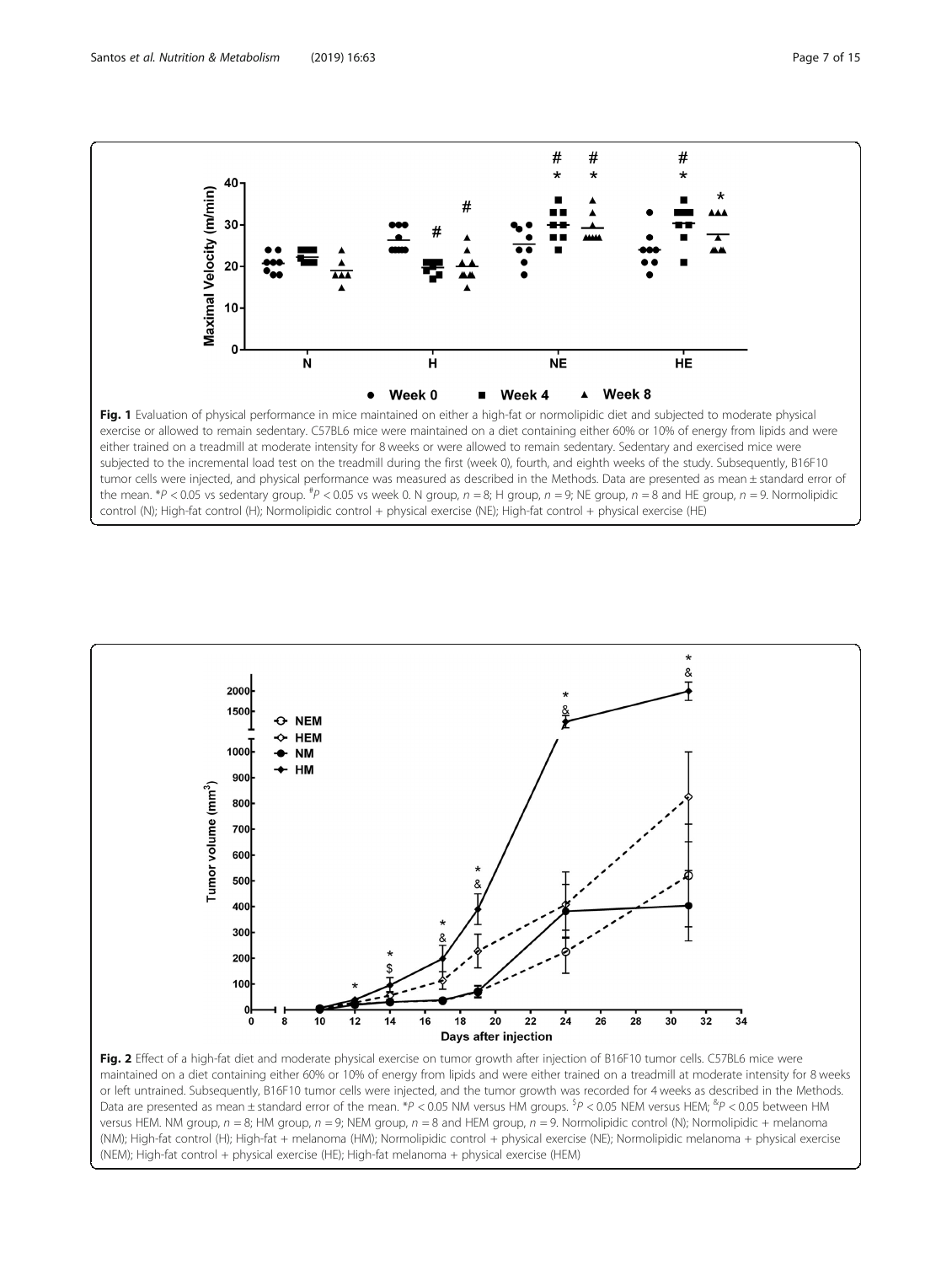**Fig. 1** Evaluation of physical performance in mice maintained on either a high-fat or normolipidic diet and subjected to moderate physical exercise or allowed to remain sedentary. C57BL6 mice were maintained on a diet containing either 60% or 10% of energy from lipids and were either trained on a treadmill at moderate intensity for 8 weeks or were allowed to remain sedentary. Sedentary and exercised mice were subjected to the incremental load test on the treadmill during the first (week 0), fourth, and eighth weeks of the study. Subsequently, B16F10 tumor cells were injected, and physical performance was measured as described in the Methods. Data are presented as mean ± standard error of the mean. *$P < 0.05$ vs sedentary group. #$P < 0.05$ vs week 0. N group, $n = 8$; H group, $n = 9$; NE group, $n = 8$ and HE group, $n = 9$. Normolipidic control (N); High-fat control (H); Normolipidic control + physical exercise (NE); High-fat control + physical exercise (HE)

**Fig. 2** Effect of a high-fat diet and moderate physical exercise on tumor growth after injection of B16F10 tumor cells. C57BL6 mice were maintained on a diet containing either 60% or 10% of energy from lipids and were either trained on a treadmill at moderate intensity for 8 weeks or left untrained. Subsequently, B16F10 tumor cells were injected, and the tumor growth was recorded for 4 weeks as described in the Methods. Data are presented as mean ± standard error of the mean. *$P < 0.05$ NM versus HM groups. $P < 0.05 NEM versus HEM; &$P < 0.05$ between HM versus HEM. NM group, $n = 8$; HM group, $n = 9$; NEM group, $n = 8$ and HEM group, $n = 9$. Normolipidic control (N); Normolipidic + melanoma (NM); High-fat control (H); High-fat + melanoma (HM); Normolipidic control + physical exercise (NE); Normolipidic melanoma + physical exercise (NEM); High-fat control + physical exercise (HE); High-fat melanoma + physical exercise (HEM)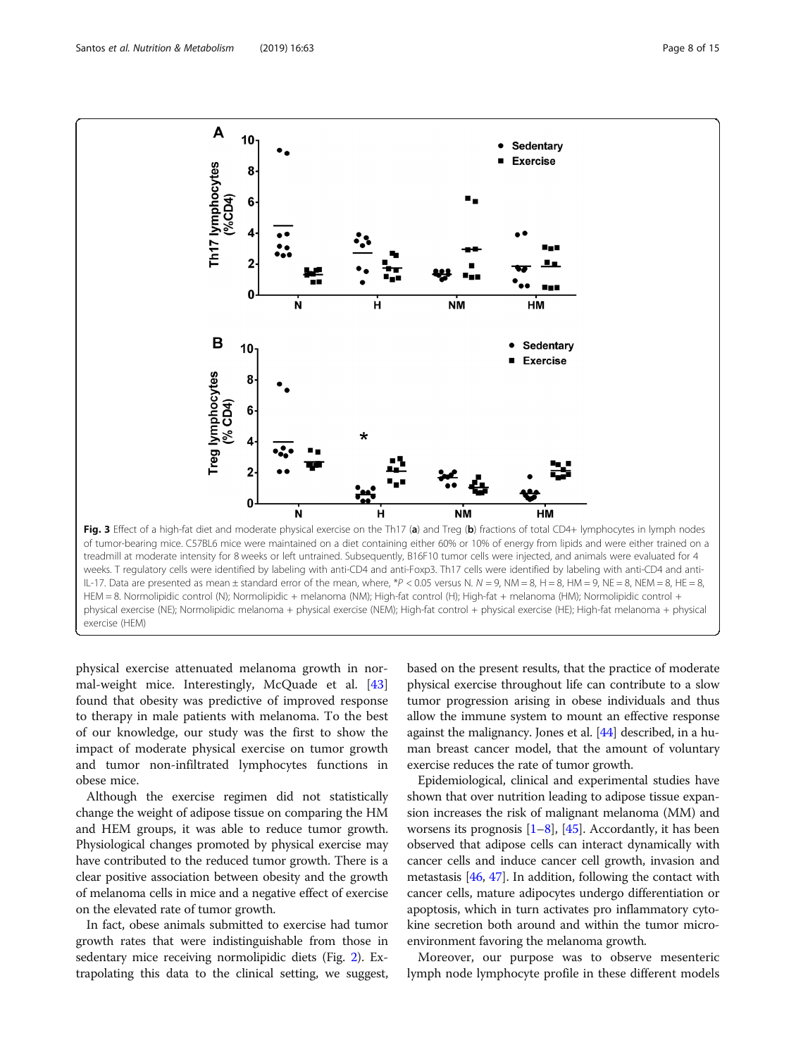**Fig. 3** Effect of a high-fat diet and moderate physical exercise on the Th17 (**a**) and Treg (**b**) fractions of total CD4+ lymphocytes in lymph nodes of tumor-bearing mice. C57BL6 mice were maintained on a diet containing either 60% or 10% of energy from lipids and were either trained on a treadmill at moderate intensity for 8 weeks or left untrained. Subsequently, B16F10 tumor cells were injected, and animals were evaluated for 4 weeks. T regulatory cells were identified by labeling with anti-CD4 and anti-Foxp3. Th17 cells were identified by labeling with anti-CD4 and anti-IL-17. Data are presented as mean ± standard error of the mean, where, $*P < 0.05$ versus N. $N = 9$, NM = 8, H = 8, HM = 9, NE = 8, NEM = 8, HE = 8, HEM = 8. Normolipidic control (N); Normolipidic + melanoma (NM); High-fat control (H); High-fat + melanoma (HM); Normolipidic control + physical exercise (NE); Normolipidic melanoma + physical exercise (NEM); High-fat control + physical exercise (HE); High-fat melanoma + physical exercise (HEM)

physical exercise attenuated melanoma growth in normal-weight mice. Interestingly, McQuade et al. [43] found that obesity was predictive of improved response to therapy in male patients with melanoma. To the best of our knowledge, our study was the first to show the impact of moderate physical exercise on tumor growth and tumor non-infiltrated lymphocytes functions in obese mice.

Although the exercise regimen did not statistically change the weight of adipose tissue on comparing the HM and HEM groups, it was able to reduce tumor growth. Physiological changes promoted by physical exercise may have contributed to the reduced tumor growth. There is a clear positive association between obesity and the growth of melanoma cells in mice and a negative effect of exercise on the elevated rate of tumor growth.

In fact, obese animals submitted to exercise had tumor growth rates that were indistinguishable from those in sedentary mice receiving normolipidic diets (Fig. 2). Extrapolating this data to the clinical setting, we suggest, based on the present results, that the practice of moderate physical exercise throughout life can contribute to a slow tumor progression arising in obese individuals and thus allow the immune system to mount an effective response against the malignancy. Jones et al. [44] described, in a human breast cancer model, that the amount of voluntary exercise reduces the rate of tumor growth.

Epidemiological, clinical and experimental studies have shown that over nutrition leading to adipose tissue expansion increases the risk of malignant melanoma (MM) and worsens its prognosis [1–8], [45]. Accordantly, it has been observed that adipose cells can interact dynamically with cancer cells and induce cancer cell growth, invasion and metastasis [46, 47]. In addition, following the contact with cancer cells, mature adipocytes undergo differentiation or apoptosis, which in turn activates pro inflammatory cytokine secretion both around and within the tumor microenvironment favoring the melanoma growth.

Moreover, our purpose was to observe mesenteric lymph node lymphocyte profile in these different models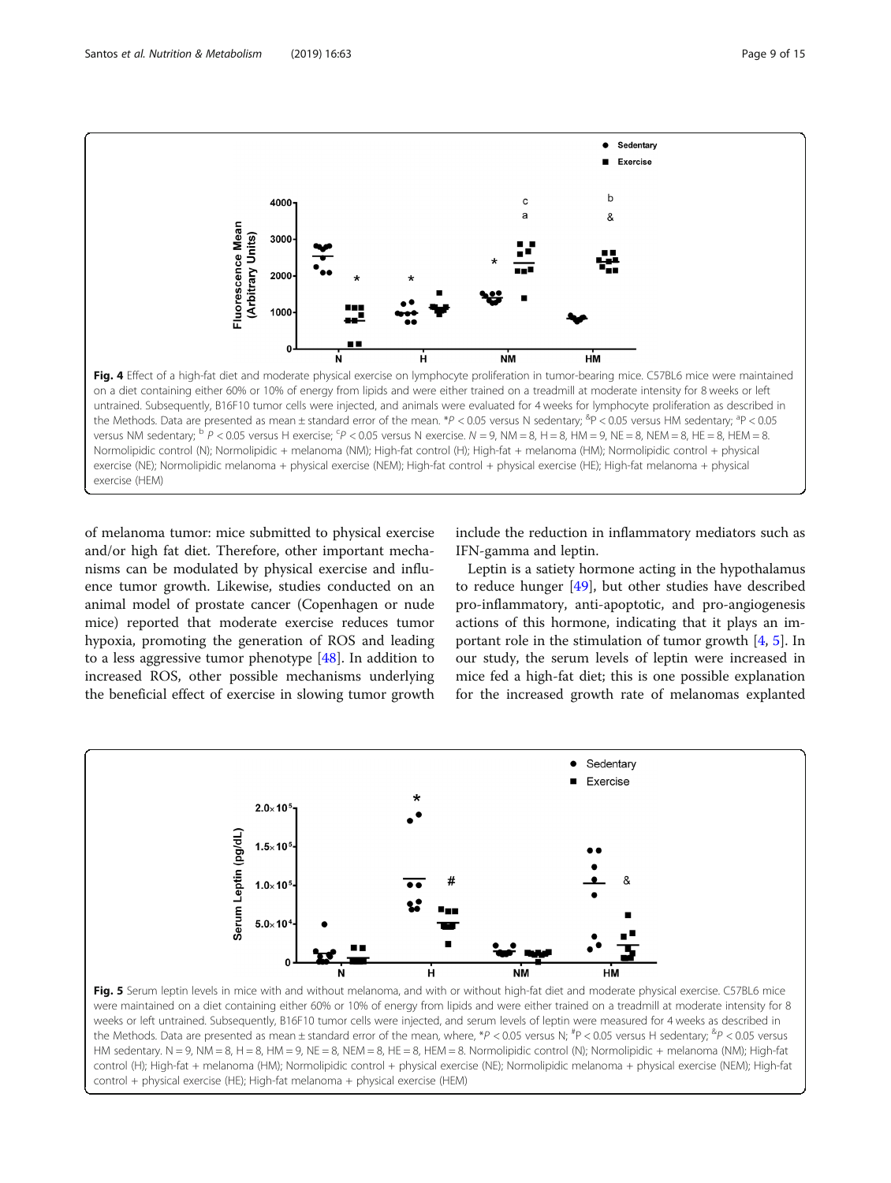**Fig. 4** Effect of a high-fat diet and moderate physical exercise on lymphocyte proliferation in tumor-bearing mice. C57BL6 mice were maintained on a diet containing either 60% or 10% of energy from lipids and were either trained on a treadmill at moderate intensity for 8 weeks or left untrained. Subsequently, B16F10 tumor cells were injected, and animals were evaluated for 4 weeks for lymphocyte proliferation as described in the Methods. Data are presented as mean ± standard error of the mean. \*$P < 0.05$ versus N sedentary; [&]$P < 0.05$ versus HM sedentary; [a]$P < 0.05$ versus NM sedentary; [b] $P < 0.05$ versus H exercise; [c]$P < 0.05$ versus N exercise. $N = 9$, NM = 8, H = 8, HM = 9, NE = 8, NEM = 8, HE = 8, HEM = 8. Normolipidic control (N); Normolipidic + melanoma (NM); High-fat control (H); High-fat + melanoma (HM); Normolipidic control + physical exercise (NE); Normolipidic melanoma + physical exercise (NEM); High-fat control + physical exercise (HE); High-fat melanoma + physical exercise (HEM)

of melanoma tumor: mice submitted to physical exercise and/or high fat diet. Therefore, other important mechanisms can be modulated by physical exercise and influence tumor growth. Likewise, studies conducted on an animal model of prostate cancer (Copenhagen or nude mice) reported that moderate exercise reduces tumor hypoxia, promoting the generation of ROS and leading to a less aggressive tumor phenotype [48]. In addition to increased ROS, other possible mechanisms underlying the beneficial effect of exercise in slowing tumor growth include the reduction in inflammatory mediators such as IFN-gamma and leptin.

Leptin is a satiety hormone acting in the hypothalamus to reduce hunger [49], but other studies have described pro-inflammatory, anti-apoptotic, and pro-angiogenesis actions of this hormone, indicating that it plays an important role in the stimulation of tumor growth [4, 5]. In our study, the serum levels of leptin were increased in mice fed a high-fat diet; this is one possible explanation for the increased growth rate of melanomas explanted

**Fig. 5** Serum leptin levels in mice with and without melanoma, and with or without high-fat diet and moderate physical exercise. C57BL6 mice were maintained on a diet containing either 60% or 10% of energy from lipids and were either trained on a treadmill at moderate intensity for 8 weeks or left untrained. Subsequently, B16F10 tumor cells were injected, and serum levels of leptin were measured for 4 weeks as described in the Methods. Data are presented as mean ± standard error of the mean, where, \*$P < 0.05$ versus N; [#]$P < 0.05$ versus H sedentary; [&]$P < 0.05$ versus HM sedentary. N = 9, NM = 8, H = 8, HM = 9, NE = 8, NEM = 8, HE = 8, HEM = 8. Normolipidic control (N); Normolipidic + melanoma (NM); High-fat control (H); High-fat + melanoma (HM); Normolipidic control + physical exercise (NE); Normolipidic melanoma + physical exercise (NEM); High-fat control + physical exercise (HE); High-fat melanoma + physical exercise (HEM)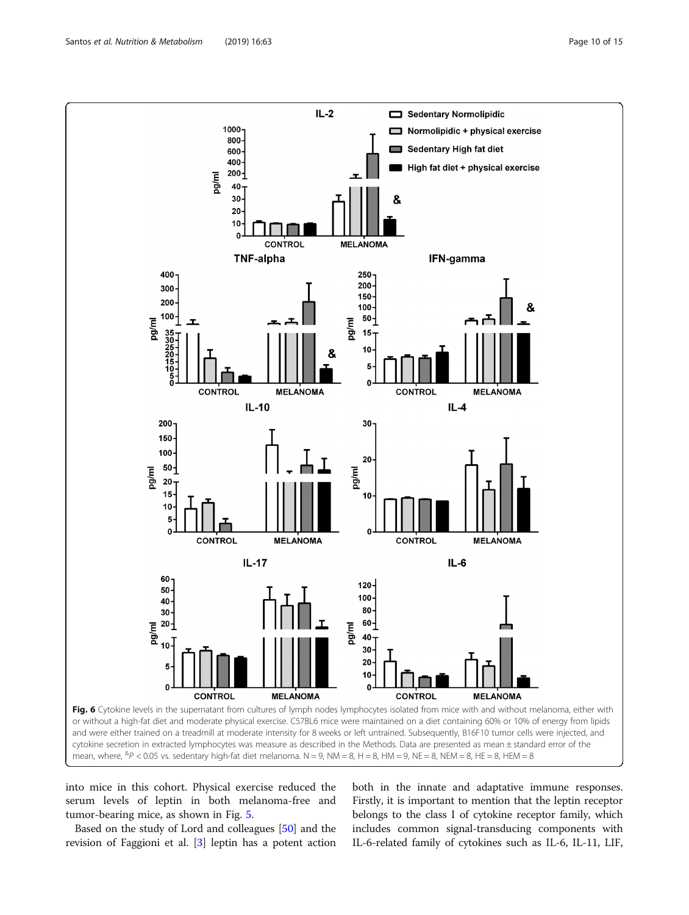**Fig. 6** Cytokine levels in the supernatant from cultures of lymph nodes lymphocytes isolated from mice with and without melanoma, either with or without a high-fat diet and moderate physical exercise. C57BL6 mice were maintained on a diet containing 60% or 10% of energy from lipids and were either trained on a treadmill at moderate intensity for 8 weeks or left untrained. Subsequently, B16F10 tumor cells were injected, and cytokine secretion in extracted lymphocytes was measure as described in the Methods. Data are presented as mean ± standard error of the mean, where, $^{\&}P < 0.05$ vs. sedentary high-fat diet melanoma. N = 9, NM = 8, H = 8, HM = 9, NE = 8, NEM = 8, HE = 8, HEM = 8

into mice in this cohort. Physical exercise reduced the serum levels of leptin in both melanoma-free and tumor-bearing mice, as shown in Fig. 5.

Based on the study of Lord and colleagues [50] and the revision of Faggioni et al. [3] leptin has a potent action both in the innate and adaptative immune responses. Firstly, it is important to mention that the leptin receptor belongs to the class I of cytokine receptor family, which includes common signal-transducing components with IL-6-related family of cytokines such as IL-6, IL-11, LIF,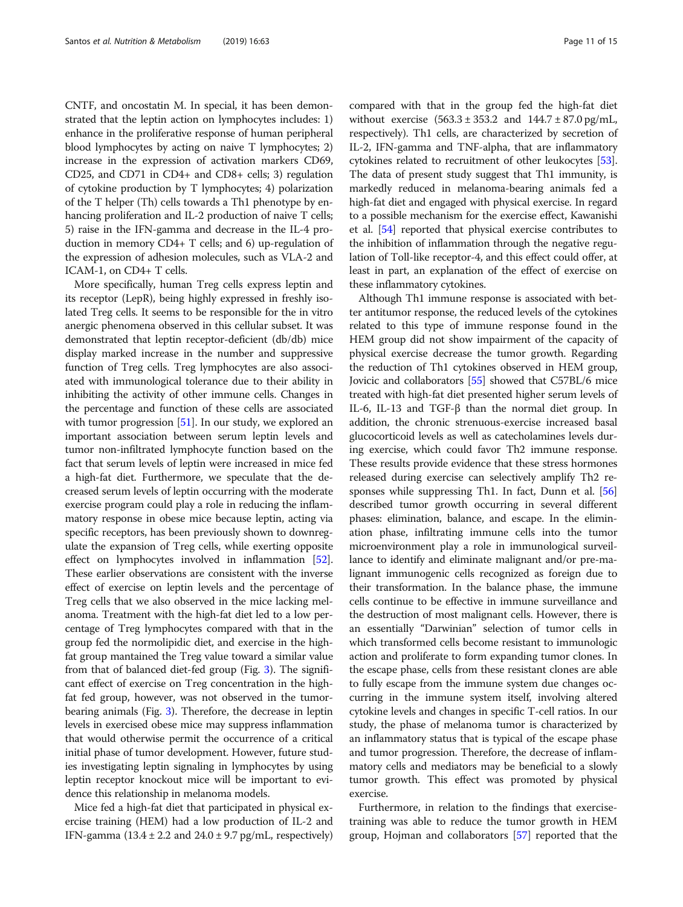CNTF, and oncostatin M. In special, it has been demonstrated that the leptin action on lymphocytes includes: 1) enhance in the proliferative response of human peripheral blood lymphocytes by acting on naive T lymphocytes; 2) increase in the expression of activation markers CD69, CD25, and CD71 in CD4+ and CD8+ cells; 3) regulation of cytokine production by T lymphocytes; 4) polarization of the T helper (Th) cells towards a Th1 phenotype by enhancing proliferation and IL-2 production of naive T cells; 5) raise in the IFN-gamma and decrease in the IL-4 production in memory CD4+ T cells; and 6) up-regulation of the expression of adhesion molecules, such as VLA-2 and ICAM-1, on CD4+ T cells.

More specifically, human Treg cells express leptin and its receptor (LepR), being highly expressed in freshly isolated Treg cells. It seems to be responsible for the in vitro anergic phenomena observed in this cellular subset. It was demonstrated that leptin receptor-deficient (db/db) mice display marked increase in the number and suppressive function of Treg cells. Treg lymphocytes are also associated with immunological tolerance due to their ability in inhibiting the activity of other immune cells. Changes in the percentage and function of these cells are associated with tumor progression [51]. In our study, we explored an important association between serum leptin levels and tumor non-infiltrated lymphocyte function based on the fact that serum levels of leptin were increased in mice fed a high-fat diet. Furthermore, we speculate that the decreased serum levels of leptin occurring with the moderate exercise program could play a role in reducing the inflammatory response in obese mice because leptin, acting via specific receptors, has been previously shown to downregulate the expansion of Treg cells, while exerting opposite effect on lymphocytes involved in inflammation [52]. These earlier observations are consistent with the inverse effect of exercise on leptin levels and the percentage of Treg cells that we also observed in the mice lacking melanoma. Treatment with the high-fat diet led to a low percentage of Treg lymphocytes compared with that in the group fed the normolipidic diet, and exercise in the high-fat group mantained the Treg value toward a similar value from that of balanced diet-fed group (Fig. 3). The significant effect of exercise on Treg concentration in the high-fat fed group, however, was not observed in the tumor-bearing animals (Fig. 3). Therefore, the decrease in leptin levels in exercised obese mice may suppress inflammation that would otherwise permit the occurrence of a critical initial phase of tumor development. However, future studies investigating leptin signaling in lymphocytes by using leptin receptor knockout mice will be important to evidence this relationship in melanoma models.

Mice fed a high-fat diet that participated in physical exercise training (HEM) had a low production of IL-2 and IFN-gamma ($13.4 \pm 2.2$ and $24.0 \pm 9.7$ pg/mL, respectively) compared with that in the group fed the high-fat diet without exercise ($563.3 \pm 353.2$ and $144.7 \pm 87.0$ pg/mL, respectively). Th1 cells, are characterized by secretion of IL-2, IFN-gamma and TNF-alpha, that are inflammatory cytokines related to recruitment of other leukocytes [53]. The data of present study suggest that Th1 immunity, is markedly reduced in melanoma-bearing animals fed a high-fat diet and engaged with physical exercise. In regard to a possible mechanism for the exercise effect, Kawanishi et al. [54] reported that physical exercise contributes to the inhibition of inflammation through the negative regulation of Toll-like receptor-4, and this effect could offer, at least in part, an explanation of the effect of exercise on these inflammatory cytokines.

Although Th1 immune response is associated with better antitumor response, the reduced levels of the cytokines related to this type of immune response found in the HEM group did not show impairment of the capacity of physical exercise decrease the tumor growth. Regarding the reduction of Th1 cytokines observed in HEM group, Jovicic and collaborators [55] showed that C57BL/6 mice treated with high-fat diet presented higher serum levels of IL-6, IL-13 and TGF-β than the normal diet group. In addition, the chronic strenuous-exercise increased basal glucocorticoid levels as well as catecholamines levels during exercise, which could favor Th2 immune response. These results provide evidence that these stress hormones released during exercise can selectively amplify Th2 responses while suppressing Th1. In fact, Dunn et al. [56] described tumor growth occurring in several different phases: elimination, balance, and escape. In the elimination phase, infiltrating immune cells into the tumor microenvironment play a role in immunological surveillance to identify and eliminate malignant and/or pre-malignant immunogenic cells recognized as foreign due to their transformation. In the balance phase, the immune cells continue to be effective in immune surveillance and the destruction of most malignant cells. However, there is an essentially "Darwinian" selection of tumor cells in which transformed cells become resistant to immunologic action and proliferate to form expanding tumor clones. In the escape phase, cells from these resistant clones are able to fully escape from the immune system due changes occurring in the immune system itself, involving altered cytokine levels and changes in specific T-cell ratios. In our study, the phase of melanoma tumor is characterized by an inflammatory status that is typical of the escape phase and tumor progression. Therefore, the decrease of inflammatory cells and mediators may be beneficial to a slowly tumor growth. This effect was promoted by physical exercise.

Furthermore, in relation to the findings that exercise-training was able to reduce the tumor growth in HEM group, Hojman and collaborators [57] reported that the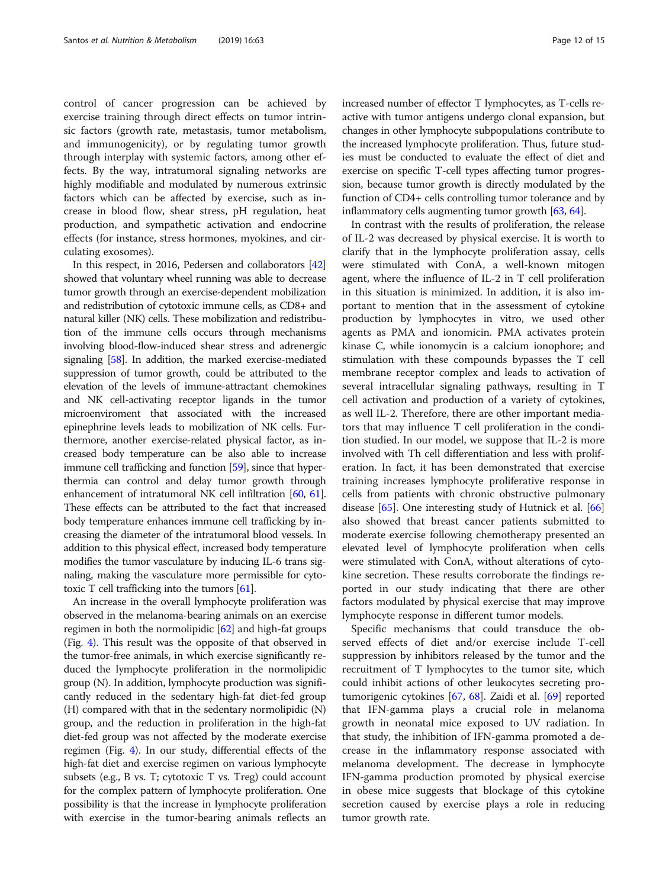control of cancer progression can be achieved by exercise training through direct effects on tumor intrinsic factors (growth rate, metastasis, tumor metabolism, and immunogenicity), or by regulating tumor growth through interplay with systemic factors, among other effects. By the way, intratumoral signaling networks are highly modifiable and modulated by numerous extrinsic factors which can be affected by exercise, such as increase in blood flow, shear stress, pH regulation, heat production, and sympathetic activation and endocrine effects (for instance, stress hormones, myokines, and circulating exosomes).

In this respect, in 2016, Pedersen and collaborators [42] showed that voluntary wheel running was able to decrease tumor growth through an exercise-dependent mobilization and redistribution of cytotoxic immune cells, as CD8+ and natural killer (NK) cells. These mobilization and redistribution of the immune cells occurs through mechanisms involving blood-flow-induced shear stress and adrenergic signaling [58]. In addition, the marked exercise-mediated suppression of tumor growth, could be attributed to the elevation of the levels of immune-attractant chemokines and NK cell-activating receptor ligands in the tumor microenviroment that associated with the increased epinephrine levels leads to mobilization of NK cells. Furthermore, another exercise-related physical factor, as increased body temperature can be also able to increase immune cell trafficking and function [59], since that hyperthermia can control and delay tumor growth through enhancement of intratumoral NK cell infiltration [60, 61]. These effects can be attributed to the fact that increased body temperature enhances immune cell trafficking by increasing the diameter of the intratumoral blood vessels. In addition to this physical effect, increased body temperature modifies the tumor vasculature by inducing IL-6 trans signaling, making the vasculature more permissible for cytotoxic T cell trafficking into the tumors [61].

An increase in the overall lymphocyte proliferation was observed in the melanoma-bearing animals on an exercise regimen in both the normolipidic [62] and high-fat groups (Fig. 4). This result was the opposite of that observed in the tumor-free animals, in which exercise significantly reduced the lymphocyte proliferation in the normolipidic group (N). In addition, lymphocyte proliferation was significantly reduced in the sedentary high-fat diet-fed group (H) compared with that in the sedentary normolipidic (N) group, and the reduction in proliferation in the high-fat diet-fed group was not affected by the moderate exercise regimen (Fig. 4). In our study, differential effects of the high-fat diet and exercise regimen on various lymphocyte subsets (e.g., B vs. T; cytotoxic T vs. Treg) could account for the complex pattern of lymphocyte proliferation. One possibility is that the increase in lymphocyte proliferation with exercise in the tumor-bearing animals reflects an increased number of effector T lymphocytes, as T-cells reactive with tumor antigens undergo clonal expansion, but changes in other lymphocyte subpopulations contribute to the increased lymphocyte proliferation. Thus, future studies must be conducted to evaluate the effect of diet and exercise on specific T-cell types affecting tumor progression, because tumor growth is directly modulated by the function of CD4+ cells controlling tumor tolerance and by inflammatory cells augmenting tumor growth [63, 64].

In contrast with the results of proliferation, the release of IL-2 was decreased by physical exercise. It is worth to clarify that in the lymphocyte proliferation assay, cells were stimulated with ConA, a well-known mitogen agent, where the influence of IL-2 in T cell proliferation in this situation is minimized. In addition, it is also important to mention that in the assessment of cytokine production by lymphocytes in vitro, we used other agents as PMA and ionomicin. PMA activates protein kinase C, while ionomycin is a calcium ionophore; and stimulation with these compounds bypasses the T cell membrane receptor complex and leads to activation of several intracellular signaling pathways, resulting in T cell activation and production of a variety of cytokines, as well IL-2. Therefore, there are other important mediators that may influence T cell proliferation in the condition studied. In our model, we suppose that IL-2 is more involved with Th cell differentiation and less with proliferation. In fact, it has been demonstrated that exercise training increases lymphocyte proliferative response in cells from patients with chronic obstructive pulmonary disease [65]. One interesting study of Hutnick et al. [66] also showed that breast cancer patients submitted to moderate exercise following chemotherapy presented an elevated level of lymphocyte proliferation when cells were stimulated with ConA, without alterations of cytokine secretion. These results corroborate the findings reported in our study indicating that there are other factors modulated by physical exercise that may improve lymphocyte response in different tumor models.

Specific mechanisms that could transduce the observed effects of diet and/or exercise include T-cell suppression by inhibitors released by the tumor and the recruitment of T lymphocytes to the tumor site, which could inhibit actions of other leukocytes secreting protumorigenic cytokines [67, 68]. Zaidi et al. [69] reported that IFN-gamma plays a crucial role in melanoma growth in neonatal mice exposed to UV radiation. In that study, the inhibition of IFN-gamma promoted a decrease in the inflammatory response associated with melanoma development. The decrease in lymphocyte IFN-gamma production promoted by physical exercise in obese mice suggests that blockage of this cytokine secretion caused by exercise plays a role in reducing tumor growth rate.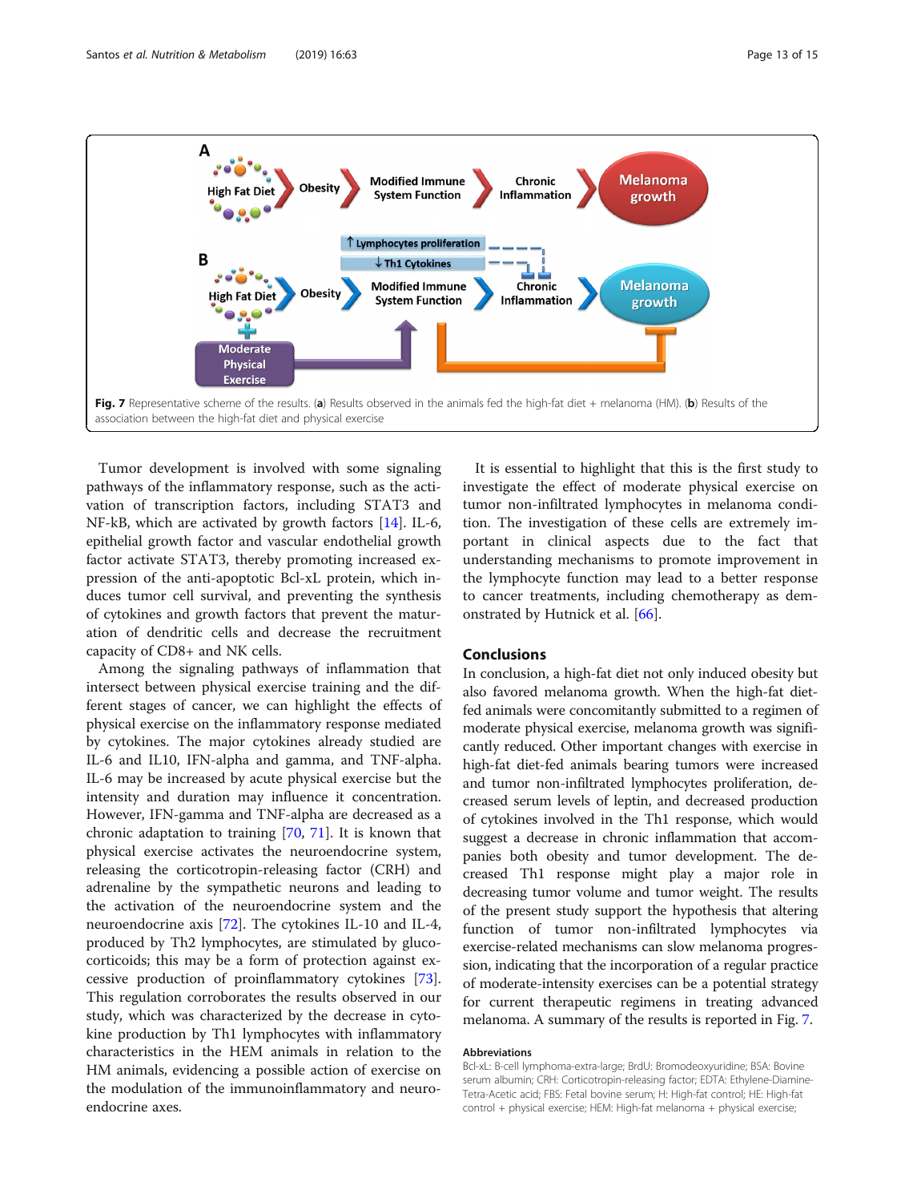Fig. 7 Representative scheme of the results. (**a**) Results observed in the animals fed the high-fat diet + melanoma (HM). (**b**) Results of the association between the high-fat diet and physical exercise

Tumor development is involved with some signaling pathways of the inflammatory response, such as the activation of transcription factors, including STAT3 and NF-kB, which are activated by growth factors [14]. IL-6, epithelial growth factor and vascular endothelial growth factor activate STAT3, thereby promoting increased expression of the anti-apoptotic Bcl-xL protein, which induces tumor cell survival, and preventing the synthesis of cytokines and growth factors that prevent the maturation of dendritic cells and decrease the recruitment capacity of CD8+ and NK cells.

Among the signaling pathways of inflammation that intersect between physical exercise training and the different stages of cancer, we can highlight the effects of physical exercise on the inflammatory response mediated by cytokines. The major cytokines already studied are IL-6 and IL10, IFN-alpha and gamma, and TNF-alpha. IL-6 may be increased by acute physical exercise but the intensity and duration may influence it concentration. However, IFN-gamma and TNF-alpha are decreased as a chronic adaptation to training [70, 71]. It is known that physical exercise activates the neuroendocrine system, releasing the corticotropin-releasing factor (CRH) and adrenaline by the sympathetic neurons and leading to the activation of the neuroendocrine system and the neuroendocrine axis [72]. The cytokines IL-10 and IL-4, produced by Th2 lymphocytes, are stimulated by glucocorticoids; this may be a form of protection against excessive production of proinflammatory cytokines [73]. This regulation corroborates the results observed in our study, which was characterized by the decrease in cytokine production by Th1 lymphocytes with inflammatory characteristics in the HEM animals in relation to the HM animals, evidencing a possible action of exercise on the modulation of the immunoinflammatory and neuroendocrine axes.

It is essential to highlight that this is the first study to investigate the effect of moderate physical exercise on tumor non-infiltrated lymphocytes in melanoma condition. The investigation of these cells are extremely important in clinical aspects due to the fact that understanding mechanisms to promote improvement in the lymphocyte function may lead to a better response to cancer treatments, including chemotherapy as demonstrated by Hutnick et al. [66].

## Conclusions

In conclusion, a high-fat diet not only induced obesity but also favored melanoma growth. When the high-fat diet-fed animals were concomitantly submitted to a regimen of moderate physical exercise, melanoma growth was significantly reduced. Other important changes with exercise in high-fat diet-fed animals bearing tumors were increased and tumor non-infiltrated lymphocytes proliferation, decreased serum levels of leptin, and decreased production of cytokines involved in the Th1 response, which would suggest a decrease in chronic inflammation that accompanies both obesity and tumor development. The decreased Th1 response might play a major role in decreasing tumor volume and tumor weight. The results of the present study support the hypothesis that altering function of tumor non-infiltrated lymphocytes via exercise-related mechanisms can slow melanoma progression, indicating that the incorporation of a regular practice of moderate-intensity exercises can be a potential strategy for current therapeutic regimens in treating advanced melanoma. A summary of the results is reported in Fig. 7.

### Abbreviations

Bcl-xL: B-cell lymphoma-extra-large; BrdU: Bromodeoxyuridine; BSA: Bovine serum albumin; CRH: Corticotropin-releasing factor; EDTA: Ethylene-Diamine-Tetra-Acetic acid; FBS: Fetal bovine serum; H: High-fat control; HE: High-fat control + physical exercise; HEM: High-fat melanoma + physical exercise;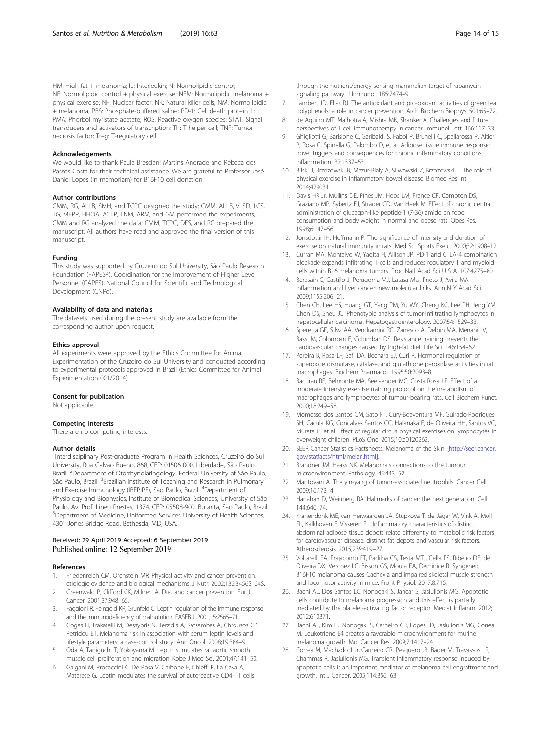HM: High-fat + melanoma; IL: Interleukin; N: Normolipidic control; NE: Normolipidic control + physical exercise; NEM: Normolipidic melanoma + physical exercise; NF: Nuclear factor; NK: Natural killer cells; NM: Normolipidic + melanoma; PBS: Phosphate-buffered saline; PD-1: Cell death protein 1; PMA: Phorbol myristate acetate; ROS: Reactive oxygen species; STAT: Signal transducers and activators of transcription; Th: T helper cell; TNF: Tumor necrosis factor; Treg: T-regulatory cell

### Acknowledgements

We would like to thank Paula Bresciani Martins Andrade and Rebeca dos Passos Costa for their technical assistance. We are grateful to Professor José Daniel Lopes (in memoriam) for B16F10 cell donation.

### Author contributions

CMM, RG, ALLB, SMH, and TCPC designed the study; CMM, ALLB, VLSD, LCS, TG, MEPP, HHOA, ACLP, LNM, ARM, and GM performed the experiments; CMM and RG analyzed the data; CMM, TCPC, DFS, and RC prepared the manuscript. All authors have read and approved the final version of this manuscript.

### Funding

This study was supported by Cruzeiro do Sul University, São Paulo Research Foundation (FAPESP), Coordination for the Improvement of Higher Level Personnel (CAPES), National Council for Scientific and Technological Development (CNPq).

### Availability of data and materials

The datasets used during the present study are available from the corresponding author upon request.

### Ethics approval

All experiments were approved by the Ethics Committee for Animal Experimentation of the Cruzeiro do Sul University and conducted according to experimental protocols approved in Brazil (Ethics Committee for Animal Experimentation 001/2014).

### Consent for publication

Not applicable.

### Competing interests

There are no competing interests.

### Author details

[1]Interdisciplinary Post-graduate Program in Health Sciences, Cruzeiro do Sul University, Rua Galvão Bueno, 868, CEP: 01506 000, Liberdade, São Paulo, Brazil. [2]Department of Otorrhynolaringology, Federal University of São Paulo, São Paulo, Brazil. [3]Brazilian Institute of Teaching and Research in Pulmonary and Exercise Immunology (IBEPIPE), São Paulo, Brazil. [4]Department of Physiology and Biophysics, Institute of Biomedical Sciences, University of São Paulo, Av. Prof. Lineu Prestes, 1374, CEP: 05508-900, Butanta, São Paulo, Brazil. [5]Department of Medicine, Uniformed Services University of Health Sciences, 4301 Jones Bridge Road, Bethesda, MD, USA.

Received: 29 April 2019 Accepted: 6 September 2019
Published online: 12 September 2019

### References

1. Friedenreich CM, Orenstein MR. Physical activity and cancer prevention: etiologic evidence and biological mechanisms. J Nutr. 2002;132:3456S–64S.
2. Greenwald P, Clifford CK, Milner JA. Diet and cancer prevention. Eur J Cancer. 2001;37:948–65.
3. Faggioni R, Feingold KR, Grunfeld C. Leptin regulation of the immune response and the immunodeficiency of malnutrition. FASEB J. 2001;15:2565–71.
4. Gogas H, Trakatelli M, Dessypris N, Terzidis A, Katsambas A, Chrousos GP, Petridou ET. Melanoma risk in association with serum leptin levels and lifestyle parameters: a case-control study. Ann Oncol. 2008;19:384–9.
5. Oda A, Taniguchi T, Yokoyama M. Leptin stimulates rat aortic smooth muscle cell proliferation and migration. Kobe J Med Sci. 2001;47:141–50.
6. Galgani M, Procaccini C, De Rosa V, Carbone F, Chieffi P, La Cava A, Matarese G. Leptin modulates the survival of autoreactive CD4+ T cells through the nutrient/energy-sensing mammalian target of rapamycin signaling pathway. J Immunol. 185:7474–9.
7. Lambert JD, Elias RJ. The antioxidant and pro-oxidant activities of green tea polyphenols: a role in cancer prevention. Arch Biochem Biophys. 501:65–72.
8. de Aquino MT, Malhotra A, Mishra MK, Shanker A. Challenges and future perspectives of T cell immunotherapy in cancer. Immunol Lett. 166:117–33.
9. Ghigliotti G, Barisione C, Garibaldi S, Fabbi P, Brunelli C, Spallarossa P, Altieri P, Rosa G, Spinella G, Palombo D, et al. Adipose tissue immune response: novel triggers and consequences for chronic inflammatory conditions. Inflammation. 37:1337–53.
10. Bilski J, Brzozowski B, Mazur-Bialy A, Sliwowski Z, Brzozowski T. The role of physical exercise in inflammatory bowel disease. Biomed Res Int. 2014;429031.
11. Davis HR Jr, Mullins DE, Pines JM, Hoos LM, France CF, Compton DS, Graziano MP, Sybertz EJ, Strader CD, Van Heek M. Effect of chronic central administration of glucagon-like peptide-1 (7-36) amide on food consumption and body weight in normal and obese rats. Obes Res. 1998;6:147–56.
12. Jonsdottir IH, Hoffmann P. The significance of intensity and duration of exercise on natural immunity in rats. Med Sci Sports Exerc. 2000;32:1908–12.
13. Curran MA, Montalvo W, Yagita H, Allison JP. PD-1 and CTLA-4 combination blockade expands infiltrating T cells and reduces regulatory T and myeloid cells within B16 melanoma tumors. Proc Natl Acad Sci U S A. 107:4275–80.
14. Berasain C, Castillo J, Perugorria MJ, Latasa MU, Prieto J, Avila MA. Inflammation and liver cancer: new molecular links. Ann N Y Acad Sci. 2009;1155:206–21.
15. Chen CH, Lee HS, Huang GT, Yang PM, Yu WY, Cheng KC, Lee PH, Jeng YM, Chen DS, Sheu JC. Phenotypic analysis of tumor-infiltrating lymphocytes in hepatocellular carcinoma. Hepatogastroenterology. 2007;54:1529–33.
16. Speretta GF, Silva AA, Vendramini RC, Zanesco A, Delbin MA, Menani JV, Bassi M, Colombari E, Colombari DS. Resistance training prevents the cardiovascular changes caused by high-fat diet. Life Sci. 146:154–62.
17. Pereira B, Rosa LF, Safi DA, Bechara EJ, Curi R. Hormonal regulation of superoxide dismutase, catalase, and glutathione peroxidase activities in rat macrophages. Biochem Pharmacol. 1995;50:2093–8.
18. Bacurau RF, Belmonte MA, Seelaender MC, Costa Rosa LF. Effect of a moderate intensity exercise training protocol on the metabolism of macrophages and lymphocytes of tumour-bearing rats. Cell Biochem Funct. 2000;18:249–58.
19. Momesso dos Santos CM, Sato FT, Cury-Boaventura MF, Guirado-Rodrigues SH, Cacula KG, Goncalves Santos CC, Hatanaka E, de Oliveira HH, Santos VC, Murata G, et al. Effect of regular circus physical exercises on lymphocytes in overweight children. PLoS One. 2015;10:e0120262.
20. SEER Cancer Statistics Factsheets: Melanoma of the Skin. [http://seer.cancer.gov/statfacts/html/melan.html].
21. Brandner JM, Haass NK. Melanoma's connections to the tumour microenvironment. Pathology. 45:443–52.
22. Mantovani A. The yin-yang of tumor-associated neutrophils. Cancer Cell. 2009;16:173–4.
23. Hanahan D, Weinberg RA. Hallmarks of cancer: the next generation. Cell. 144:646–74.
24. Kranendonk ME, van Herwaarden JA, Stupkova T, de Jager W, Vink A, Moll FL, Kalkhoven E, Visseren FL. Inflammatory characteristics of distinct abdominal adipose tissue depots relate differently to metabolic risk factors for cardiovascular disease: distinct fat depots and vascular risk factors. Atherosclerosis. 2015;239:419–27.
25. Voltarelli FA, Frajacomo FT, Padilha CS, Testa MTJ, Cella PS, Ribeiro DF, de Oliveira DX, Veronez LC, Bisson GS, Moura FA, Deminice R. Syngeneic B16F10 melanoma causes Cachexia and impaired skeletal muscle strength and locomotor activity in mice. Front Physiol. 2017;8:715.
26. Bachi AL, Dos Santos LC, Nonogaki S, Jancar S, Jasiulionis MG. Apoptotic cells contribute to melanoma progression and this effect is partially mediated by the platelet-activating factor receptor. Mediat Inflamm. 2012; 2012:610371.
27. Bachi AL, Kim FJ, Nonogaki S, Carneiro CR, Lopes JD, Jasiulionis MG, Correa M. Leukotriene B4 creates a favorable microenvironment for murine melanoma growth. Mol Cancer Res. 2009;7:1417–24.
28. Correa M, Machado J Jr, Carneiro CR, Pesquero JB, Bader M, Travassos LR, Chammas R, Jasiulionis MG. Transient inflammatory response induced by apoptotic cells is an important mediator of melanoma cell engraftment and growth. Int J Cancer. 2005;114:356–63.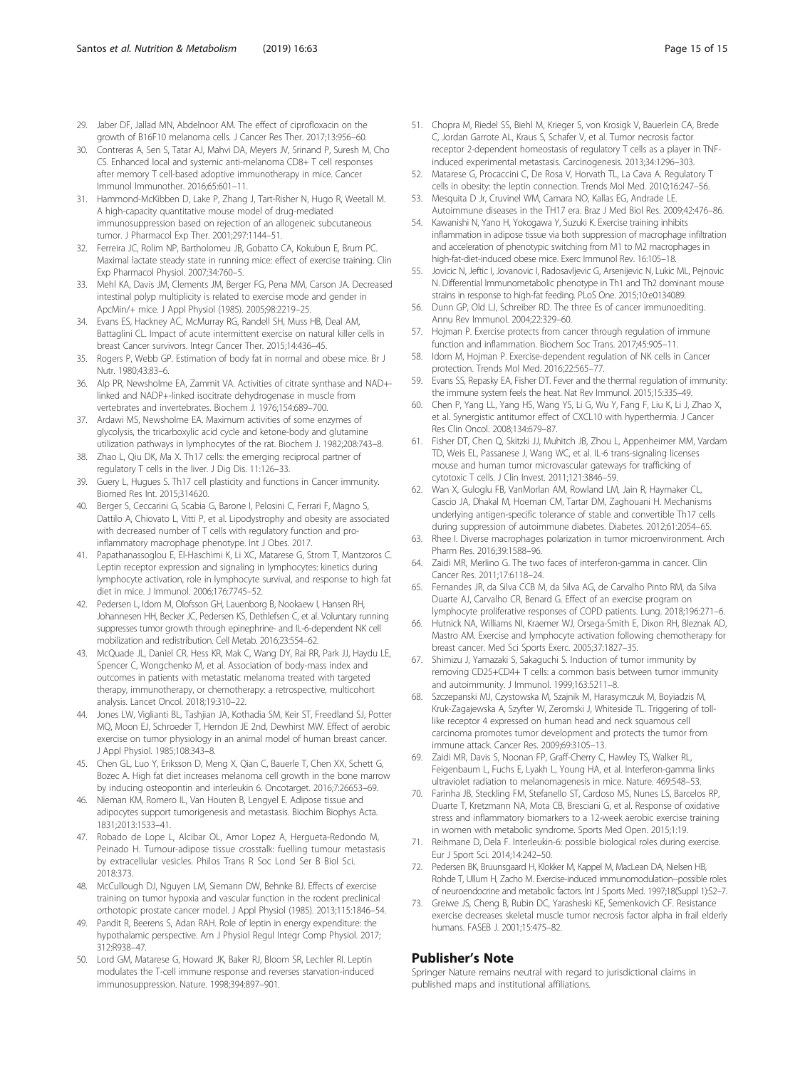29. Jaber DF, Jallad MN, Abdelnoor AM. The effect of ciprofloxacin on the growth of B16F10 melanoma cells. J Cancer Res Ther. 2017;13:956–60.
30. Contreras A, Sen S, Tatar AJ, Mahvi DA, Meyers JV, Srinand P, Suresh M, Cho CS. Enhanced local and systemic anti-melanoma CD8+ T cell responses after memory T cell-based adoptive immunotherapy in mice. Cancer Immunol Immunother. 2016;65:601–11.
31. Hammond-McKibben D, Lake P, Zhang J, Tart-Risher N, Hugo R, Weetall M. A high-capacity quantitative mouse model of drug-mediated immunosuppression based on rejection of an allogeneic subcutaneous tumor. J Pharmacol Exp Ther. 2001;297:1144–51.
32. Ferreira JC, Rolim NP, Bartholomeu JB, Gobatto CA, Kokubun E, Brum PC. Maximal lactate steady state in running mice: effect of exercise training. Clin Exp Pharmacol Physiol. 2007;34:760–5.
33. Mehl KA, Davis JM, Clements JM, Berger FG, Pena MM, Carson JA. Decreased intestinal polyp multiplicity is related to exercise mode and gender in ApcMin/+ mice. J Appl Physiol (1985). 2005;98:2219–25.
34. Evans ES, Hackney AC, McMurray RG, Randell SH, Muss HB, Deal AM, Battaglini CL. Impact of acute intermittent exercise on natural killer cells in breast Cancer survivors. Integr Cancer Ther. 2015;14:436–45.
35. Rogers P, Webb GP. Estimation of body fat in normal and obese mice. Br J Nutr. 1980;43:83–6.
36. Alp PR, Newsholme EA, Zammit VA. Activities of citrate synthase and NAD+-linked and NADP+-linked isocitrate dehydrogenase in muscle from vertebrates and invertebrates. Biochem J. 1976;154:689–700.
37. Ardawi MS, Newsholme EA. Maximum activities of some enzymes of glycolysis, the tricarboxylic acid cycle and ketone-body and glutamine utilization pathways in lymphocytes of the rat. Biochem J. 1982;208:743–8.
38. Zhao L, Qiu DK, Ma X. Th17 cells: the emerging reciprocal partner of regulatory T cells in the liver. J Dig Dis. 11:126–33.
39. Guery L, Hugues S. Th17 cell plasticity and functions in Cancer immunity. Biomed Res Int. 2015;314620.
40. Berger S, Ceccarini G, Scabia G, Barone I, Pelosini C, Ferrari F, Magno S, Dattilo A, Chiovato L, Vitti P, et al. Lipodystrophy and obesity are associated with decreased number of T cells with regulatory function and pro-inflammatory macrophage phenotype. Int J Obes. 2017.
41. Papathanassoglou E, El-Haschimi K, Li XC, Matarese G, Strom T, Mantzoros C. Leptin receptor expression and signaling in lymphocytes: kinetics during lymphocyte activation, role in lymphocyte survival, and response to high fat diet in mice. J Immunol. 2006;176:7745–52.
42. Pedersen L, Idorn M, Olofsson GH, Lauenborg B, Nookaew I, Hansen RH, Johannesen HH, Becker JC, Pedersen KS, Dethlefsen C, et al. Voluntary running suppresses tumor growth through epinephrine- and IL-6-dependent NK cell mobilization and redistribution. Cell Metab. 2016;23:554–62.
43. McQuade JL, Daniel CR, Hess KR, Mak C, Wang DY, Rai RR, Park JJ, Haydu LE, Spencer C, Wongchenko M, et al. Association of body-mass index and outcomes in patients with metastatic melanoma treated with targeted therapy, immunotherapy, or chemotherapy: a retrospective, multicohort analysis. Lancet Oncol. 2018;19:310–22.
44. Jones LW, Viglianti BL, Tashjian JA, Kothadia SM, Keir ST, Freedland SJ, Potter MQ, Moon EJ, Schroeder T, Herndon JE 2nd, Dewhirst MW. Effect of aerobic exercise on tumor physiology in an animal model of human breast cancer. J Appl Physiol. 1985;108:343–8.
45. Chen GL, Luo Y, Eriksson D, Meng X, Qian C, Bauerle T, Chen XX, Schett G, Bozec A. High fat diet increases melanoma cell growth in the bone marrow by inducing osteopontin and interleukin 6. Oncotarget. 2016;7:26653–69.
46. Nieman KM, Romero IL, Van Houten B, Lengyel E. Adipose tissue and adipocytes support tumorigenesis and metastasis. Biochim Biophys Acta. 1831;2013:1533–41.
47. Robado de Lope L, Alcibar OL, Amor Lopez A, Hergueta-Redondo M, Peinado H. Tumour-adipose tissue crosstalk: fuelling tumour metastasis by extracellular vesicles. Philos Trans R Soc Lond Ser B Biol Sci. 2018:373.
48. McCullough DJ, Nguyen LM, Siemann DW, Behnke BJ. Effects of exercise training on tumor hypoxia and vascular function in the rodent preclinical orthotopic prostate cancer model. J Appl Physiol (1985). 2013;115:1846–54.
49. Pandit R, Beerens S, Adan RAH. Role of leptin in energy expenditure: the hypothalamic perspective. Am J Physiol Regul Integr Comp Physiol. 2017; 312:R938–47.
50. Lord GM, Matarese G, Howard JK, Baker RJ, Bloom SR, Lechler RI. Leptin modulates the T-cell immune response and reverses starvation-induced immunosuppression. Nature. 1998;394:897–901.
51. Chopra M, Riedel SS, Biehl M, Krieger S, von Krosigk V, Bauerlein CA, Brede C, Jordan Garrote AL, Kraus S, Schafer V, et al. Tumor necrosis factor receptor 2-dependent homeostasis of regulatory T cells as a player in TNF-induced experimental metastasis. Carcinogenesis. 2013;34:1296–303.
52. Matarese G, Procaccini C, De Rosa V, Horvath TL, La Cava A. Regulatory T cells in obesity: the leptin connection. Trends Mol Med. 2010;16:247–56.
53. Mesquita D Jr, Cruvinel WM, Camara NO, Kallas EG, Andrade LE. Autoimmune diseases in the TH17 era. Braz J Med Biol Res. 2009;42:476–86.
54. Kawanishi N, Yano H, Yokogawa Y, Suzuki K. Exercise training inhibits inflammation in adipose tissue via both suppression of macrophage infiltration and acceleration of phenotypic switching from M1 to M2 macrophages in high-fat-diet-induced obese mice. Exerc Immunol Rev. 16:105–18.
55. Jovicic N, Jeftic I, Jovanovic I, Radosavljevic G, Arsenijevic N, Lukic ML, Pejnovic N. Differential Immunometabolic phenotype in Th1 and Th2 dominant mouse strains in response to high-fat feeding. PLoS One. 2015;10:e0134089.
56. Dunn GP, Old LJ, Schreiber RD. The three Es of cancer immunoediting. Annu Rev Immunol. 2004;22:329–60.
57. Hojman P. Exercise protects from cancer through regulation of immune function and inflammation. Biochem Soc Trans. 2017;45:905–11.
58. Idorn M, Hojman P. Exercise-dependent regulation of NK cells in Cancer protection. Trends Mol Med. 2016;22:565–77.
59. Evans SS, Repasky EA, Fisher DT. Fever and the thermal regulation of immunity: the immune system feels the heat. Nat Rev Immunol. 2015;15:335–49.
60. Chen P, Yang LL, Yang HS, Wang YS, Li G, Wu Y, Fang F, Liu K, Li J, Zhao X, et al. Synergistic antitumor effect of CXCL10 with hyperthermia. J Cancer Res Clin Oncol. 2008;134:679–87.
61. Fisher DT, Chen Q, Skitzki JJ, Muhitch JB, Zhou L, Appenheimer MM, Vardam TD, Weis EL, Passanese J, Wang WC, et al. IL-6 trans-signaling licenses mouse and human tumor microvascular gateways for trafficking of cytotoxic T cells. J Clin Invest. 2011;121:3846–59.
62. Wan X, Guloglu FB, VanMorlan AM, Rowland LM, Jain R, Haymaker CL, Cascio JA, Dhakal M, Hoeman CM, Tartar DM, Zaghouani H. Mechanisms underlying antigen-specific tolerance of stable and convertible Th17 cells during suppression of autoimmune diabetes. Diabetes. 2012;61:2054–65.
63. Rhee I. Diverse macrophages polarization in tumor microenvironment. Arch Pharm Res. 2016;39:1588–96.
64. Zaidi MR, Merlino G. The two faces of interferon-gamma in cancer. Clin Cancer Res. 2011;17:6118–24.
65. Fernandes JR, da Silva CCB M, da Silva AG, de Carvalho Pinto RM, da Silva Duarte AJ, Carvalho CR, Benard G. Effect of an exercise program on lymphocyte proliferative responses of COPD patients. Lung. 2018;196:271–6.
66. Hutnick NA, Williams NI, Kraemer WJ, Orsega-Smith E, Dixon RH, Bleznak AD, Mastro AM. Exercise and lymphocyte activation following chemotherapy for breast cancer. Med Sci Sports Exerc. 2005;37:1827–35.
67. Shimizu J, Yamazaki S, Sakaguchi S. Induction of tumor immunity by removing CD25+CD4+ T cells: a common basis between tumor immunity and autoimmunity. J Immunol. 1999;163:5211–8.
68. Szczepanski MJ, Czystowska M, Szajnik M, Harasymczuk M, Boyiadzis M, Kruk-Zagajewska A, Szyfter W, Zeromski J, Whiteside TL. Triggering of toll-like receptor 4 expressed on human head and neck squamous cell carcinoma promotes tumor development and protects the tumor from immune attack. Cancer Res. 2009;69:3105–13.
69. Zaidi MR, Davis S, Noonan FP, Graff-Cherry C, Hawley TS, Walker RL, Feigenbaum L, Fuchs E, Lyakh L, Young HA, et al. Interferon-gamma links ultraviolet radiation to melanomagenesis in mice. Nature. 469:548–53.
70. Farinha JB, Steckling FM, Stefanello ST, Cardoso MS, Nunes LS, Barcelos RP, Duarte T, Kretzmann NA, Mota CB, Bresciani G, et al. Response of oxidative stress and inflammatory biomarkers to a 12-week aerobic exercise training in women with metabolic syndrome. Sports Med Open. 2015;1:19.
71. Reihmane D, Dela F. Interleukin-6: possible biological roles during exercise. Eur J Sport Sci. 2014;14:242–50.
72. Pedersen BK, Bruunsgaard H, Klokker M, Kappel M, MacLean DA, Nielsen HB, Rohde T, Ullum H, Zacho M. Exercise-induced immunomodulation--possible roles of neuroendocrine and metabolic factors. Int J Sports Med. 1997;18(Suppl 1):S2–7.
73. Greiwe JS, Cheng B, Rubin DC, Yarasheski KE, Semenkovich CF. Resistance exercise decreases skeletal muscle tumor necrosis factor alpha in frail elderly humans. FASEB J. 2001;15:475–82.

## Publisher's Note

Springer Nature remains neutral with regard to jurisdictional claims in published maps and institutional affiliations.